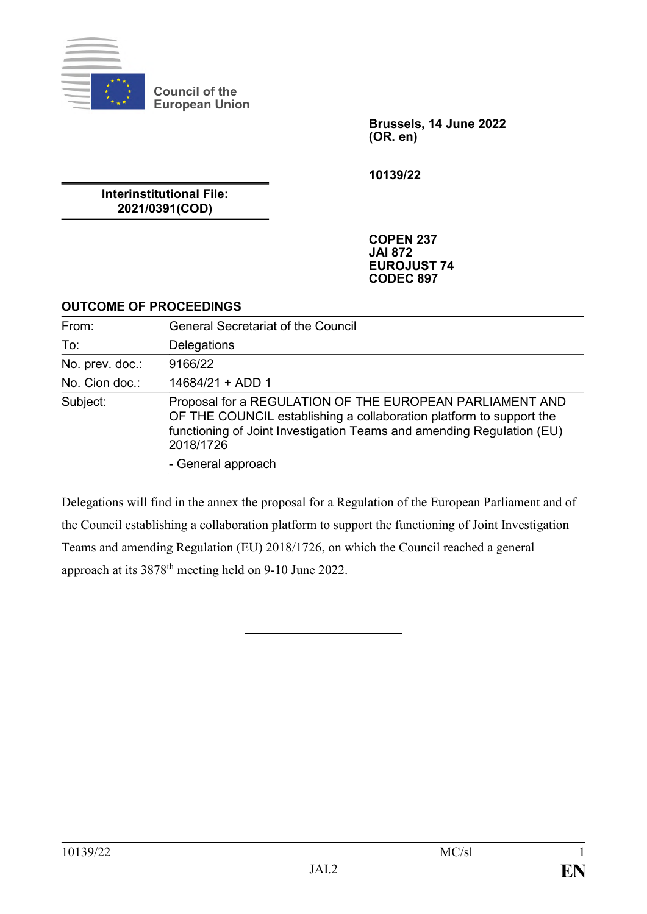Council of the European Union

**Brussels, 14 June 2022**
**(OR. en)**

**10139/22**

**Interinstitutional File:**
**2021/0391(COD)**

**COPEN 237**
**JAI 872**
**EUROJUST 74**
**CODEC 897**

**OUTCOME OF PROCEEDINGS**

| | |
|---|---|
| From: | General Secretariat of the Council |
| To: | Delegations |
| No. prev. doc.: | 9166/22 |
| No. Cion doc.: | 14684/21 + ADD 1 |
| Subject: | Proposal for a REGULATION OF THE EUROPEAN PARLIAMENT AND OF THE COUNCIL establishing a collaboration platform to support the functioning of Joint Investigation Teams and amending Regulation (EU) 2018/1726<br>- General approach |

Delegations will find in the annex the proposal for a Regulation of the European Parliament and of the Council establishing a collaboration platform to support the functioning of Joint Investigation Teams and amending Regulation (EU) 2018/1726, on which the Council reached a general approach at its 3878th meeting held on 9-10 June 2022.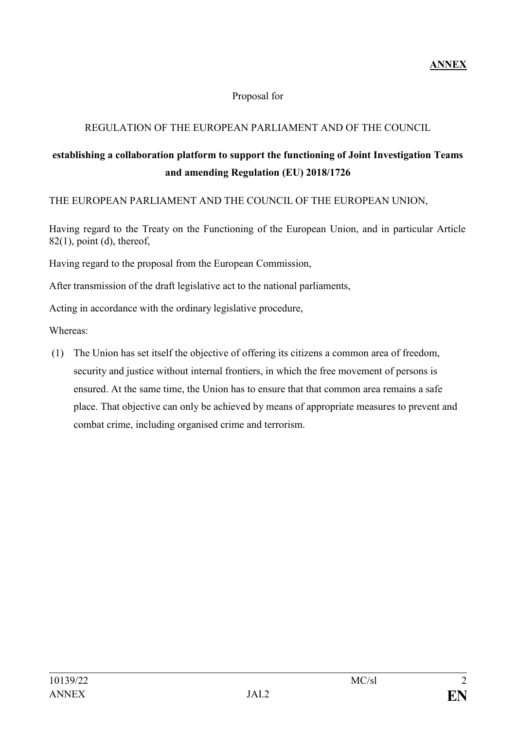**ANNEX**

Proposal for

REGULATION OF THE EUROPEAN PARLIAMENT AND OF THE COUNCIL

**establishing a collaboration platform to support the functioning of Joint Investigation Teams and amending Regulation (EU) 2018/1726**

THE EUROPEAN PARLIAMENT AND THE COUNCIL OF THE EUROPEAN UNION,

Having regard to the Treaty on the Functioning of the European Union, and in particular Article 82(1), point (d), thereof,

Having regard to the proposal from the European Commission,

After transmission of the draft legislative act to the national parliaments,

Acting in accordance with the ordinary legislative procedure,

Whereas:

(1) The Union has set itself the objective of offering its citizens a common area of freedom, security and justice without internal frontiers, in which the free movement of persons is ensured. At the same time, the Union has to ensure that that common area remains a safe place. That objective can only be achieved by means of appropriate measures to prevent and combat crime, including organised crime and terrorism.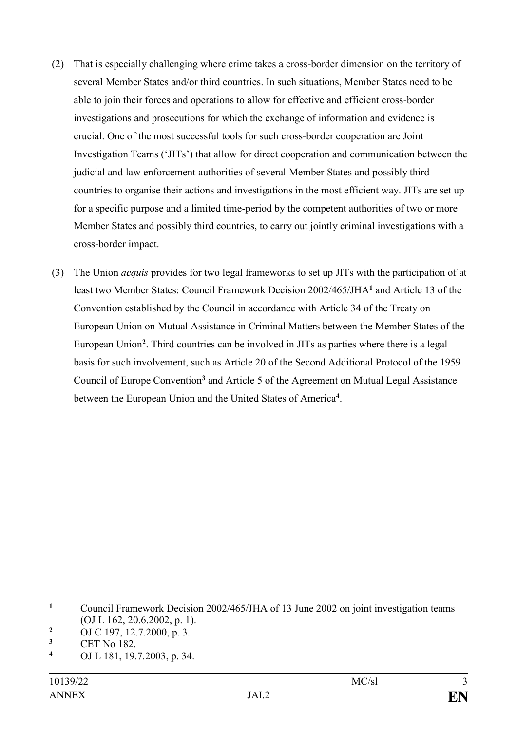(2) That is especially challenging where crime takes a cross-border dimension on the territory of several Member States and/or third countries. In such situations, Member States need to be able to join their forces and operations to allow for effective and efficient cross-border investigations and prosecutions for which the exchange of information and evidence is crucial. One of the most successful tools for such cross-border cooperation are Joint Investigation Teams ('JITs') that allow for direct cooperation and communication between the judicial and law enforcement authorities of several Member States and possibly third countries to organise their actions and investigations in the most efficient way. JITs are set up for a specific purpose and a limited time-period by the competent authorities of two or more Member States and possibly third countries, to carry out jointly criminal investigations with a cross-border impact.

(3) The Union *acquis* provides for two legal frameworks to set up JITs with the participation of at least two Member States: Council Framework Decision 2002/465/JHA[1] and Article 13 of the Convention established by the Council in accordance with Article 34 of the Treaty on European Union on Mutual Assistance in Criminal Matters between the Member States of the European Union[2]. Third countries can be involved in JITs as parties where there is a legal basis for such involvement, such as Article 20 of the Second Additional Protocol of the 1959 Council of Europe Convention[3] and Article 5 of the Agreement on Mutual Legal Assistance between the European Union and the United States of America[4].

---

[1] Council Framework Decision 2002/465/JHA of 13 June 2002 on joint investigation teams (OJ L 162, 20.6.2002, p. 1).

[2] OJ C 197, 12.7.2000, p. 3.

[3] CET No 182.

[4] OJ L 181, 19.7.2003, p. 34.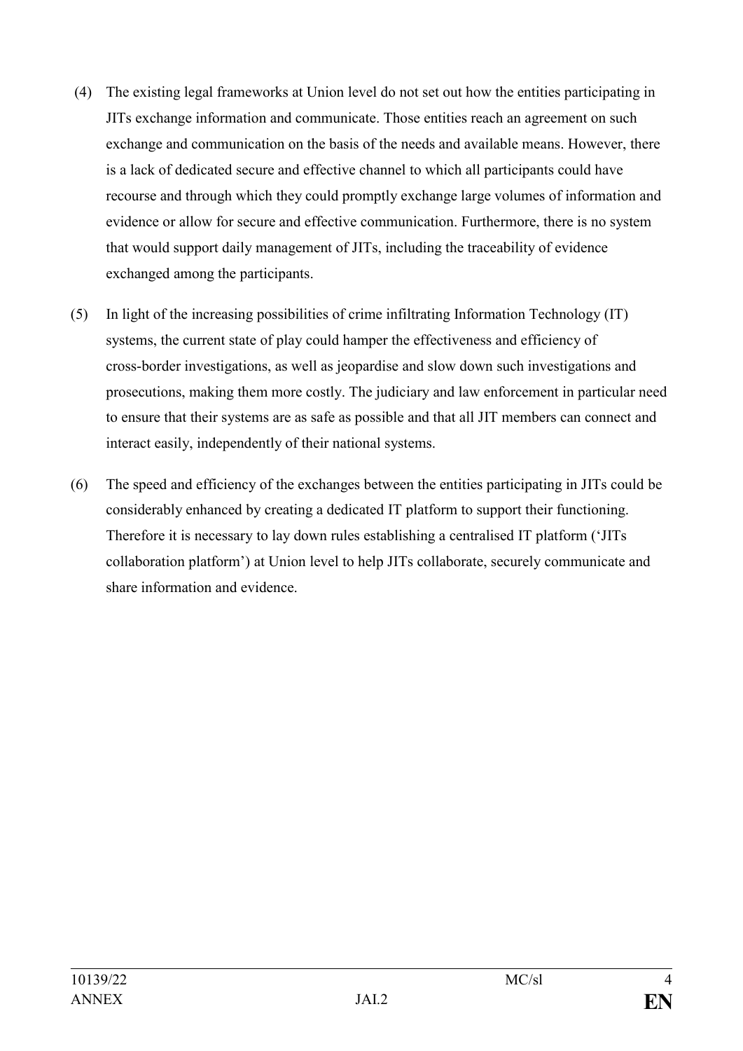(4) The existing legal frameworks at Union level do not set out how the entities participating in JITs exchange information and communicate. Those entities reach an agreement on such exchange and communication on the basis of the needs and available means. However, there is a lack of dedicated secure and effective channel to which all participants could have recourse and through which they could promptly exchange large volumes of information and evidence or allow for secure and effective communication. Furthermore, there is no system that would support daily management of JITs, including the traceability of evidence exchanged among the participants.

(5) In light of the increasing possibilities of crime infiltrating Information Technology (IT) systems, the current state of play could hamper the effectiveness and efficiency of cross-border investigations, as well as jeopardise and slow down such investigations and prosecutions, making them more costly. The judiciary and law enforcement in particular need to ensure that their systems are as safe as possible and that all JIT members can connect and interact easily, independently of their national systems.

(6) The speed and efficiency of the exchanges between the entities participating in JITs could be considerably enhanced by creating a dedicated IT platform to support their functioning. Therefore it is necessary to lay down rules establishing a centralised IT platform ('JITs collaboration platform') at Union level to help JITs collaborate, securely communicate and share information and evidence.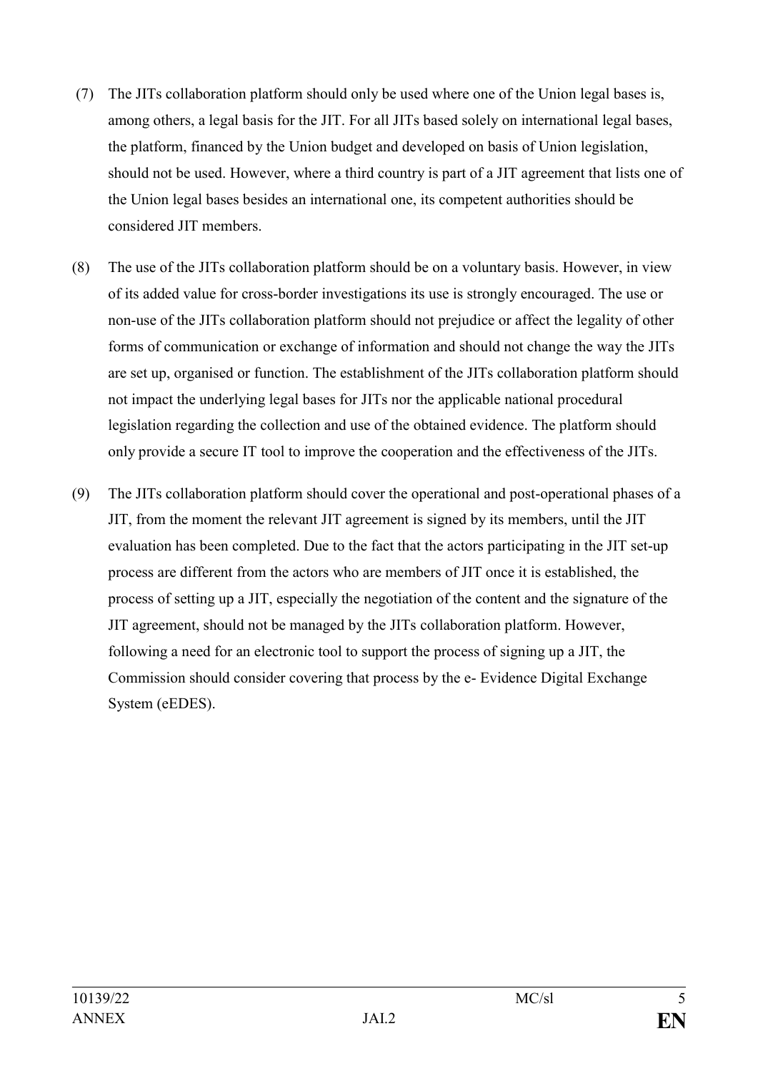(7) The JITs collaboration platform should only be used where one of the Union legal bases is, among others, a legal basis for the JIT. For all JITs based solely on international legal bases, the platform, financed by the Union budget and developed on basis of Union legislation, should not be used. However, where a third country is part of a JIT agreement that lists one of the Union legal bases besides an international one, its competent authorities should be considered JIT members.

(8) The use of the JITs collaboration platform should be on a voluntary basis. However, in view of its added value for cross-border investigations its use is strongly encouraged. The use or non-use of the JITs collaboration platform should not prejudice or affect the legality of other forms of communication or exchange of information and should not change the way the JITs are set up, organised or function. The establishment of the JITs collaboration platform should not impact the underlying legal bases for JITs nor the applicable national procedural legislation regarding the collection and use of the obtained evidence. The platform should only provide a secure IT tool to improve the cooperation and the effectiveness of the JITs.

(9) The JITs collaboration platform should cover the operational and post-operational phases of a JIT, from the moment the relevant JIT agreement is signed by its members, until the JIT evaluation has been completed. Due to the fact that the actors participating in the JIT set-up process are different from the actors who are members of JIT once it is established, the process of setting up a JIT, especially the negotiation of the content and the signature of the JIT agreement, should not be managed by the JITs collaboration platform. However, following a need for an electronic tool to support the process of signing up a JIT, the Commission should consider covering that process by the e- Evidence Digital Exchange System (eEDES).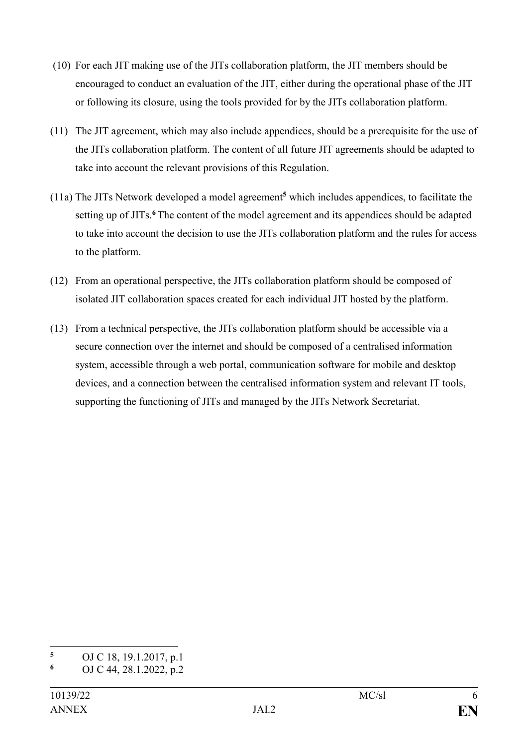(10) For each JIT making use of the JITs collaboration platform, the JIT members should be encouraged to conduct an evaluation of the JIT, either during the operational phase of the JIT or following its closure, using the tools provided for by the JITs collaboration platform.

(11) The JIT agreement, which may also include appendices, should be a prerequisite for the use of the JITs collaboration platform. The content of all future JIT agreements should be adapted to take into account the relevant provisions of this Regulation.

(11a) The JITs Network developed a model agreement[5] which includes appendices, to facilitate the setting up of JITs.[6] The content of the model agreement and its appendices should be adapted to take into account the decision to use the JITs collaboration platform and the rules for access to the platform.

(12) From an operational perspective, the JITs collaboration platform should be composed of isolated JIT collaboration spaces created for each individual JIT hosted by the platform.

(13) From a technical perspective, the JITs collaboration platform should be accessible via a secure connection over the internet and should be composed of a centralised information system, accessible through a web portal, communication software for mobile and desktop devices, and a connection between the centralised information system and relevant IT tools, supporting the functioning of JITs and managed by the JITs Network Secretariat.

---

[5] OJ C 18, 19.1.2017, p.1

[6] OJ C 44, 28.1.2022, p.2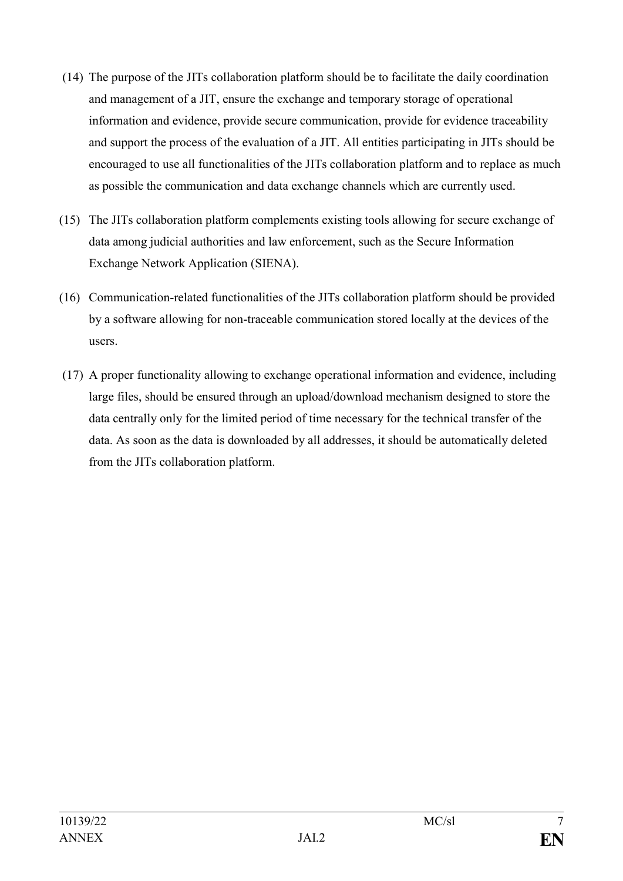(14) The purpose of the JITs collaboration platform should be to facilitate the daily coordination and management of a JIT, ensure the exchange and temporary storage of operational information and evidence, provide secure communication, provide for evidence traceability and support the process of the evaluation of a JIT. All entities participating in JITs should be encouraged to use all functionalities of the JITs collaboration platform and to replace as much as possible the communication and data exchange channels which are currently used.

(15) The JITs collaboration platform complements existing tools allowing for secure exchange of data among judicial authorities and law enforcement, such as the Secure Information Exchange Network Application (SIENA).

(16) Communication-related functionalities of the JITs collaboration platform should be provided by a software allowing for non-traceable communication stored locally at the devices of the users.

(17) A proper functionality allowing to exchange operational information and evidence, including large files, should be ensured through an upload/download mechanism designed to store the data centrally only for the limited period of time necessary for the technical transfer of the data. As soon as the data is downloaded by all addresses, it should be automatically deleted from the JITs collaboration platform.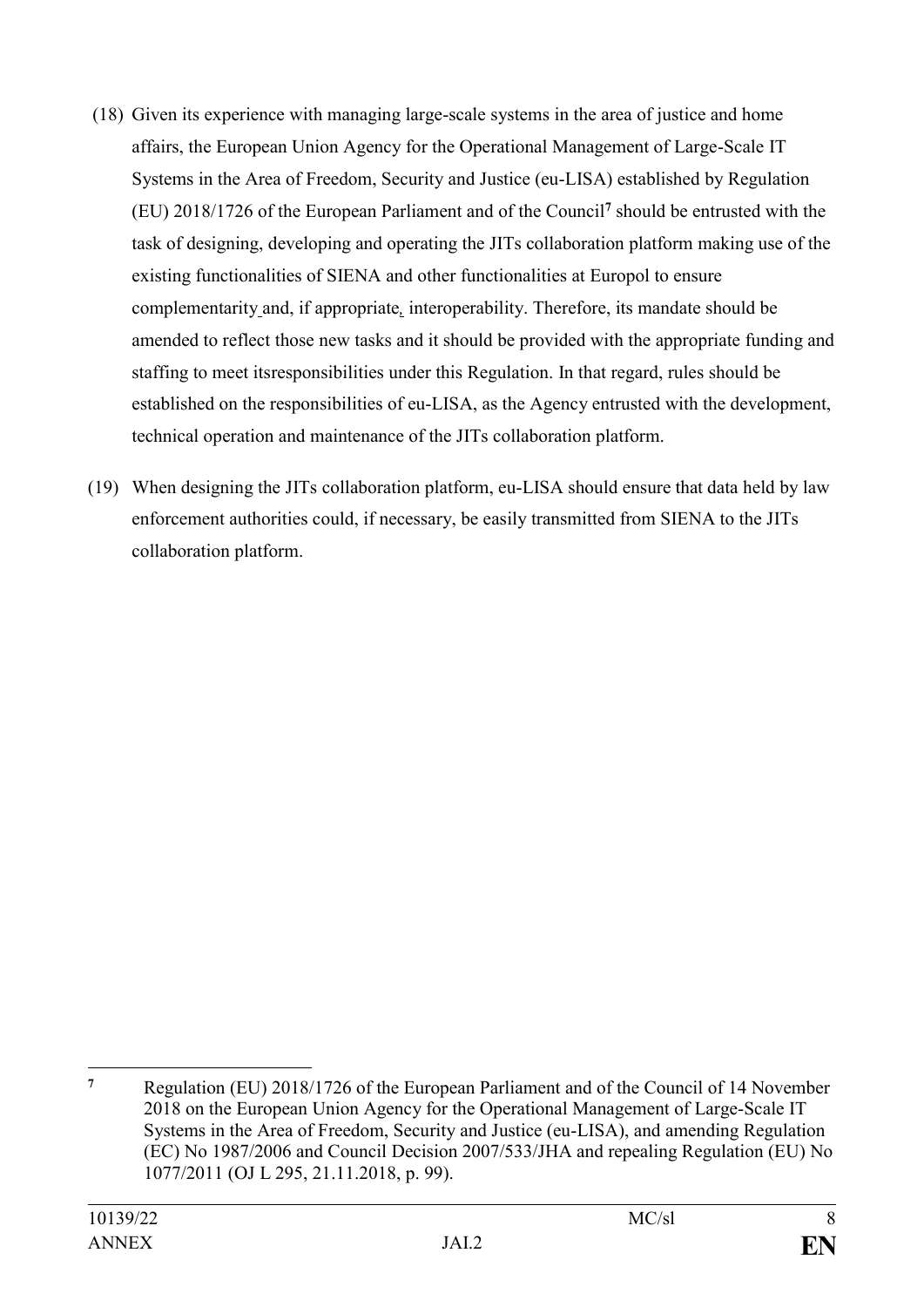(18) Given its experience with managing large-scale systems in the area of justice and home affairs, the European Union Agency for the Operational Management of Large-Scale IT Systems in the Area of Freedom, Security and Justice (eu-LISA) established by Regulation (EU) 2018/1726 of the European Parliament and of the Council[7] should be entrusted with the task of designing, developing and operating the JITs collaboration platform making use of the existing functionalities of SIENA and other functionalities at Europol to ensure complementarity and, if appropriate, interoperability. Therefore, its mandate should be amended to reflect those new tasks and it should be provided with the appropriate funding and staffing to meet itsresponsibilities under this Regulation. In that regard, rules should be established on the responsibilities of eu-LISA, as the Agency entrusted with the development, technical operation and maintenance of the JITs collaboration platform.

(19) When designing the JITs collaboration platform, eu-LISA should ensure that data held by law enforcement authorities could, if necessary, be easily transmitted from SIENA to the JITs collaboration platform.

---

[7] Regulation (EU) 2018/1726 of the European Parliament and of the Council of 14 November 2018 on the European Union Agency for the Operational Management of Large-Scale IT Systems in the Area of Freedom, Security and Justice (eu-LISA), and amending Regulation (EC) No 1987/2006 and Council Decision 2007/533/JHA and repealing Regulation (EU) No 1077/2011 (OJ L 295, 21.11.2018, p. 99).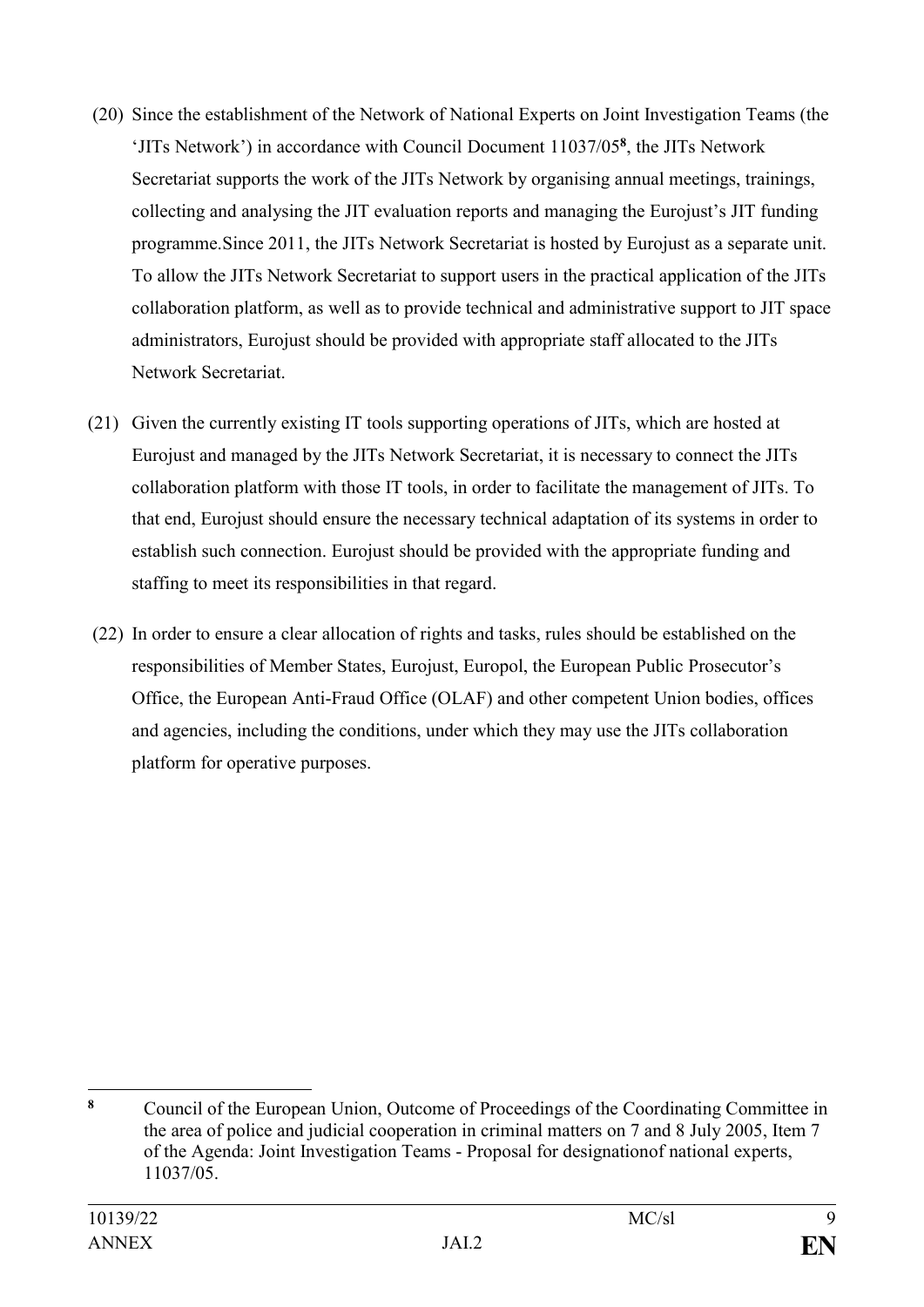(20) Since the establishment of the Network of National Experts on Joint Investigation Teams (the 'JITs Network') in accordance with Council Document 11037/05[8], the JITs Network Secretariat supports the work of the JITs Network by organising annual meetings, trainings, collecting and analysing the JIT evaluation reports and managing the Eurojust's JIT funding programme.Since 2011, the JITs Network Secretariat is hosted by Eurojust as a separate unit. To allow the JITs Network Secretariat to support users in the practical application of the JITs collaboration platform, as well as to provide technical and administrative support to JIT space administrators, Eurojust should be provided with appropriate staff allocated to the JITs Network Secretariat.

(21) Given the currently existing IT tools supporting operations of JITs, which are hosted at Eurojust and managed by the JITs Network Secretariat, it is necessary to connect the JITs collaboration platform with those IT tools, in order to facilitate the management of JITs. To that end, Eurojust should ensure the necessary technical adaptation of its systems in order to establish such connection. Eurojust should be provided with the appropriate funding and staffing to meet its responsibilities in that regard.

(22) In order to ensure a clear allocation of rights and tasks, rules should be established on the responsibilities of Member States, Eurojust, Europol, the European Public Prosecutor's Office, the European Anti-Fraud Office (OLAF) and other competent Union bodies, offices and agencies, including the conditions, under which they may use the JITs collaboration platform for operative purposes.

---

[8] Council of the European Union, Outcome of Proceedings of the Coordinating Committee in the area of police and judicial cooperation in criminal matters on 7 and 8 July 2005, Item 7 of the Agenda: Joint Investigation Teams - Proposal for designationof national experts, 11037/05.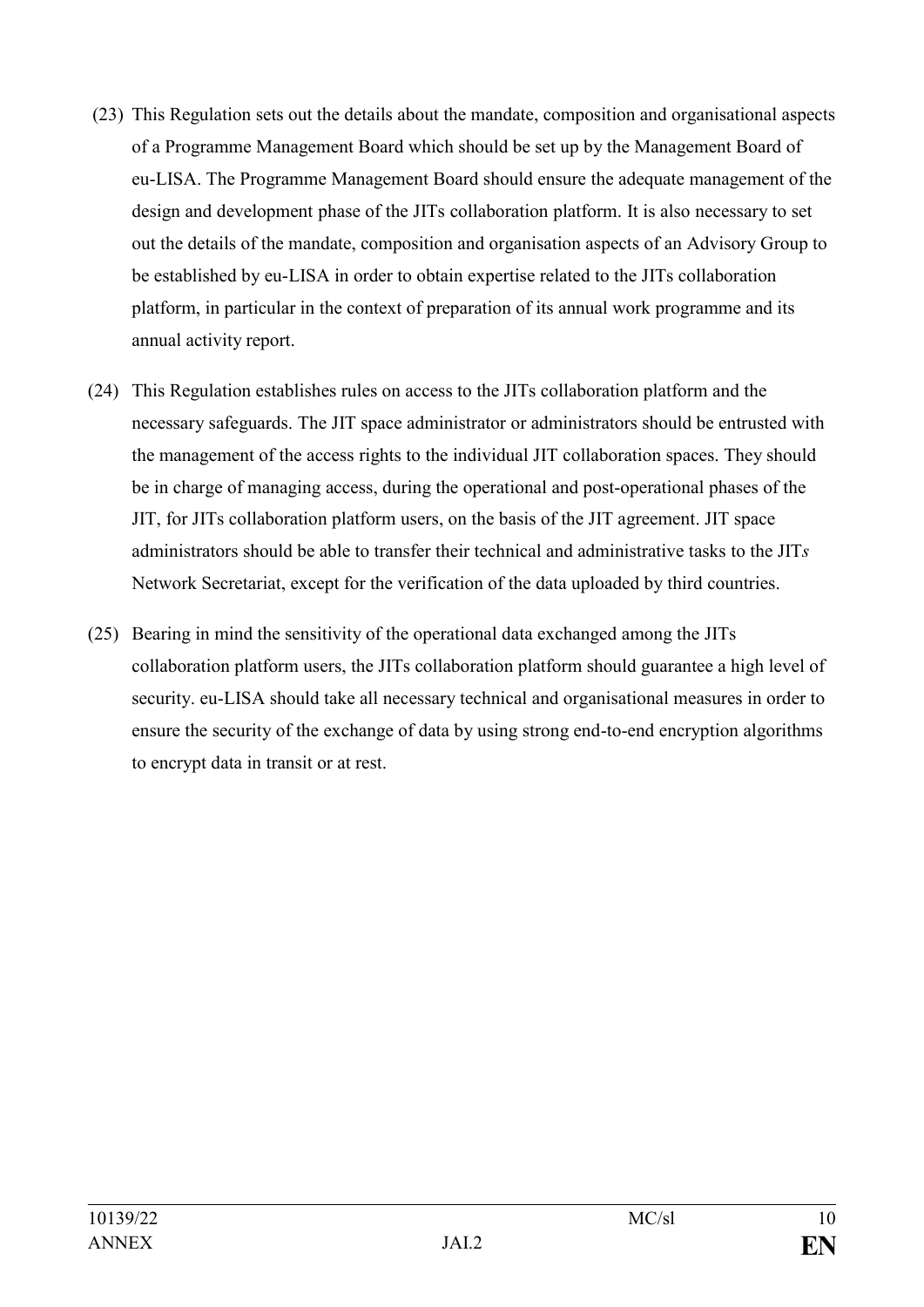(23) This Regulation sets out the details about the mandate, composition and organisational aspects of a Programme Management Board which should be set up by the Management Board of eu-LISA. The Programme Management Board should ensure the adequate management of the design and development phase of the JITs collaboration platform. It is also necessary to set out the details of the mandate, composition and organisation aspects of an Advisory Group to be established by eu-LISA in order to obtain expertise related to the JITs collaboration platform, in particular in the context of preparation of its annual work programme and its annual activity report.

(24) This Regulation establishes rules on access to the JITs collaboration platform and the necessary safeguards. The JIT space administrator or administrators should be entrusted with the management of the access rights to the individual JIT collaboration spaces. They should be in charge of managing access, during the operational and post-operational phases of the JIT, for JITs collaboration platform users, on the basis of the JIT agreement. JIT space administrators should be able to transfer their technical and administrative tasks to the JIT*s* Network Secretariat, except for the verification of the data uploaded by third countries.

(25) Bearing in mind the sensitivity of the operational data exchanged among the JITs collaboration platform users, the JITs collaboration platform should guarantee a high level of security. eu-LISA should take all necessary technical and organisational measures in order to ensure the security of the exchange of data by using strong end-to-end encryption algorithms to encrypt data in transit or at rest.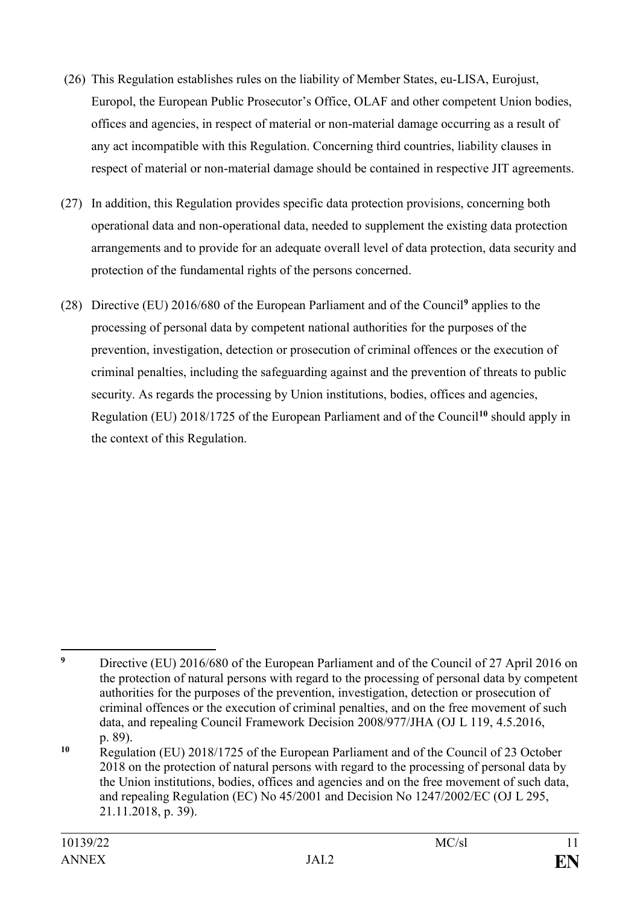(26) This Regulation establishes rules on the liability of Member States, eu-LISA, Eurojust, Europol, the European Public Prosecutor's Office, OLAF and other competent Union bodies, offices and agencies, in respect of material or non-material damage occurring as a result of any act incompatible with this Regulation. Concerning third countries, liability clauses in respect of material or non-material damage should be contained in respective JIT agreements.

(27) In addition, this Regulation provides specific data protection provisions, concerning both operational data and non-operational data, needed to supplement the existing data protection arrangements and to provide for an adequate overall level of data protection, data security and protection of the fundamental rights of the persons concerned.

(28) Directive (EU) 2016/680 of the European Parliament and of the Council[9] applies to the processing of personal data by competent national authorities for the purposes of the prevention, investigation, detection or prosecution of criminal offences or the execution of criminal penalties, including the safeguarding against and the prevention of threats to public security. As regards the processing by Union institutions, bodies, offices and agencies, Regulation (EU) 2018/1725 of the European Parliament and of the Council[10] should apply in the context of this Regulation.

---

[9] Directive (EU) 2016/680 of the European Parliament and of the Council of 27 April 2016 on the protection of natural persons with regard to the processing of personal data by competent authorities for the purposes of the prevention, investigation, detection or prosecution of criminal offences or the execution of criminal penalties, and on the free movement of such data, and repealing Council Framework Decision 2008/977/JHA (OJ L 119, 4.5.2016, p. 89).

[10] Regulation (EU) 2018/1725 of the European Parliament and of the Council of 23 October 2018 on the protection of natural persons with regard to the processing of personal data by the Union institutions, bodies, offices and agencies and on the free movement of such data, and repealing Regulation (EC) No 45/2001 and Decision No 1247/2002/EC (OJ L 295, 21.11.2018, p. 39).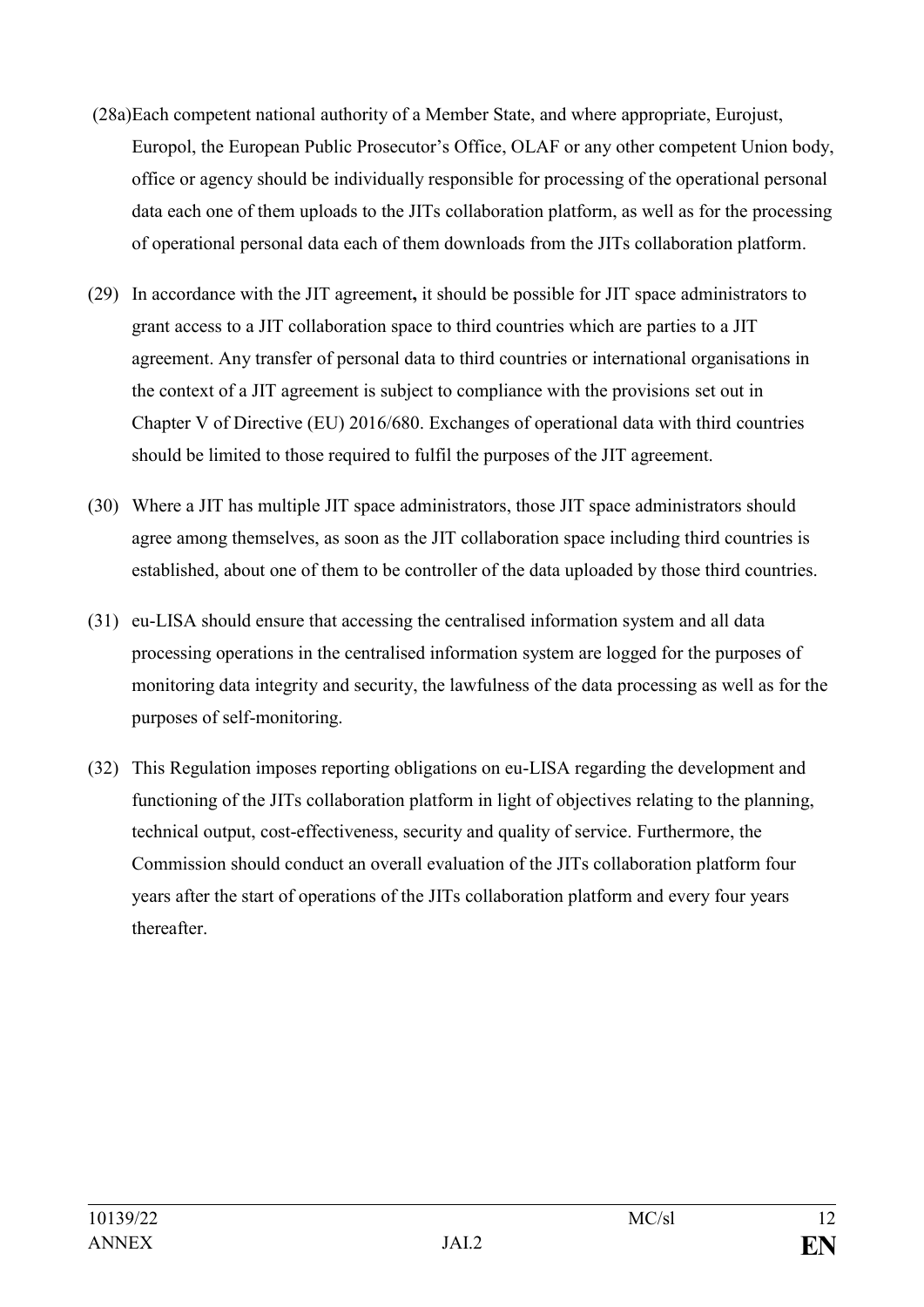(28a) Each competent national authority of a Member State, and where appropriate, Eurojust, Europol, the European Public Prosecutor's Office, OLAF or any other competent Union body, office or agency should be individually responsible for processing of the operational personal data each one of them uploads to the JITs collaboration platform, as well as for the processing of operational personal data each of them downloads from the JITs collaboration platform.

(29) In accordance with the JIT agreement**,** it should be possible for JIT space administrators to grant access to a JIT collaboration space to third countries which are parties to a JIT agreement. Any transfer of personal data to third countries or international organisations in the context of a JIT agreement is subject to compliance with the provisions set out in Chapter V of Directive (EU) 2016/680. Exchanges of operational data with third countries should be limited to those required to fulfil the purposes of the JIT agreement.

(30) Where a JIT has multiple JIT space administrators, those JIT space administrators should agree among themselves, as soon as the JIT collaboration space including third countries is established, about one of them to be controller of the data uploaded by those third countries.

(31) eu-LISA should ensure that accessing the centralised information system and all data processing operations in the centralised information system are logged for the purposes of monitoring data integrity and security, the lawfulness of the data processing as well as for the purposes of self-monitoring.

(32) This Regulation imposes reporting obligations on eu-LISA regarding the development and functioning of the JITs collaboration platform in light of objectives relating to the planning, technical output, cost-effectiveness, security and quality of service. Furthermore, the Commission should conduct an overall evaluation of the JITs collaboration platform four years after the start of operations of the JITs collaboration platform and every four years thereafter.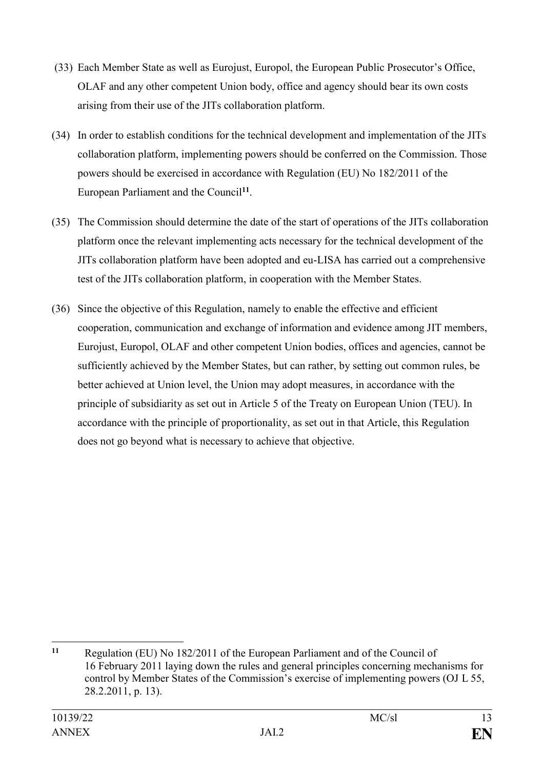(33) Each Member State as well as Eurojust, Europol, the European Public Prosecutor's Office, OLAF and any other competent Union body, office and agency should bear its own costs arising from their use of the JITs collaboration platform.

(34) In order to establish conditions for the technical development and implementation of the JITs collaboration platform, implementing powers should be conferred on the Commission. Those powers should be exercised in accordance with Regulation (EU) No 182/2011 of the European Parliament and the Council[11].

(35) The Commission should determine the date of the start of operations of the JITs collaboration platform once the relevant implementing acts necessary for the technical development of the JITs collaboration platform have been adopted and eu-LISA has carried out a comprehensive test of the JITs collaboration platform, in cooperation with the Member States.

(36) Since the objective of this Regulation, namely to enable the effective and efficient cooperation, communication and exchange of information and evidence among JIT members, Eurojust, Europol, OLAF and other competent Union bodies, offices and agencies, cannot be sufficiently achieved by the Member States, but can rather, by setting out common rules, be better achieved at Union level, the Union may adopt measures, in accordance with the principle of subsidiarity as set out in Article 5 of the Treaty on European Union (TEU). In accordance with the principle of proportionality, as set out in that Article, this Regulation does not go beyond what is necessary to achieve that objective.

---

[11] Regulation (EU) No 182/2011 of the European Parliament and of the Council of 16 February 2011 laying down the rules and general principles concerning mechanisms for control by Member States of the Commission's exercise of implementing powers (OJ L 55, 28.2.2011, p. 13).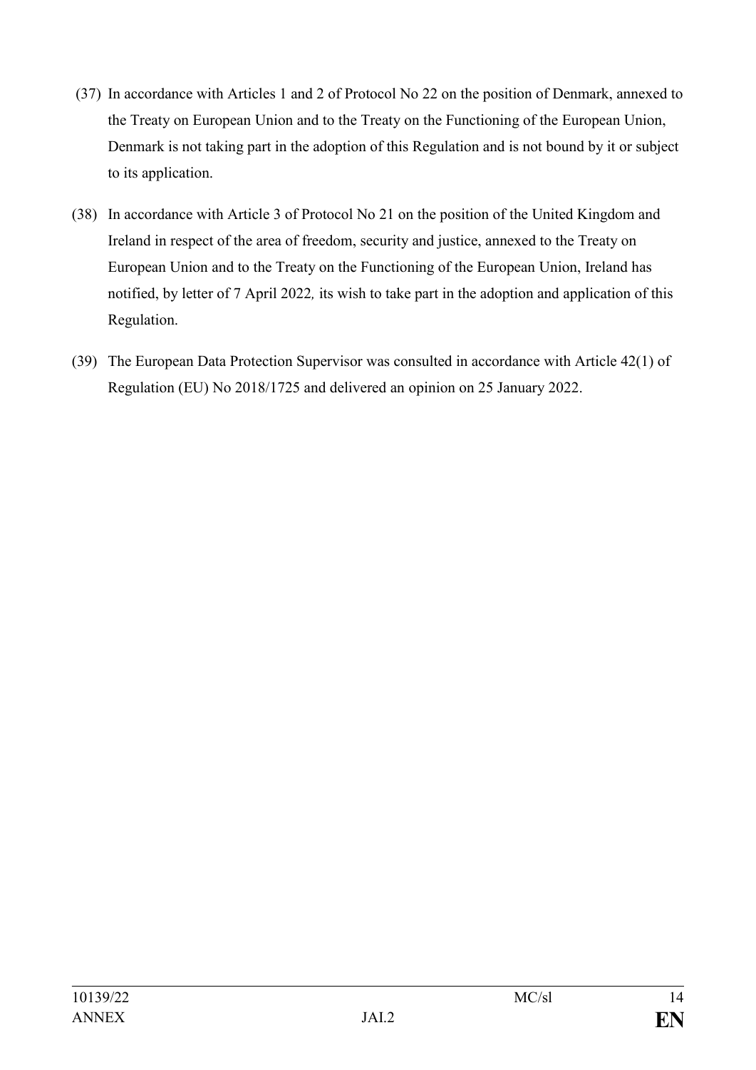(37) In accordance with Articles 1 and 2 of Protocol No 22 on the position of Denmark, annexed to the Treaty on European Union and to the Treaty on the Functioning of the European Union, Denmark is not taking part in the adoption of this Regulation and is not bound by it or subject to its application.

(38) In accordance with Article 3 of Protocol No 21 on the position of the United Kingdom and Ireland in respect of the area of freedom, security and justice, annexed to the Treaty on European Union and to the Treaty on the Functioning of the European Union, Ireland has notified, by letter of 7 April 2022*,* its wish to take part in the adoption and application of this Regulation.

(39) The European Data Protection Supervisor was consulted in accordance with Article 42(1) of Regulation (EU) No 2018/1725 and delivered an opinion on 25 January 2022.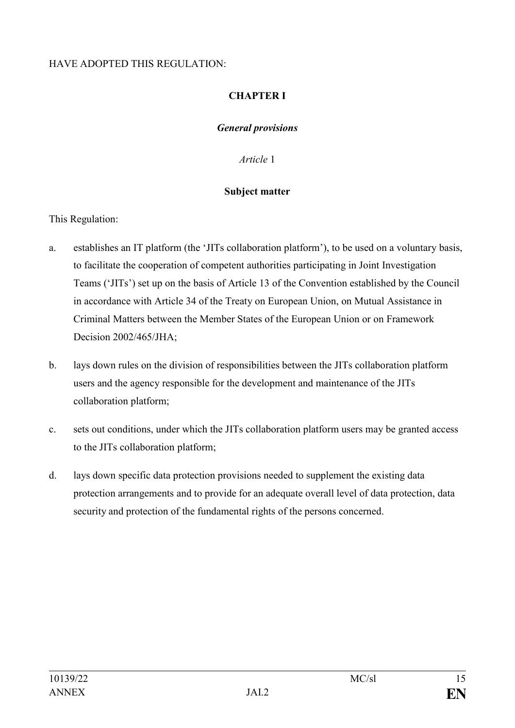HAVE ADOPTED THIS REGULATION:

## CHAPTER I

### *General provisions*

*Article* 1

**Subject matter**

This Regulation:

a. establishes an IT platform (the 'JITs collaboration platform'), to be used on a voluntary basis, to facilitate the cooperation of competent authorities participating in Joint Investigation Teams ('JITs') set up on the basis of Article 13 of the Convention established by the Council in accordance with Article 34 of the Treaty on European Union, on Mutual Assistance in Criminal Matters between the Member States of the European Union or on Framework Decision 2002/465/JHA;

b. lays down rules on the division of responsibilities between the JITs collaboration platform users and the agency responsible for the development and maintenance of the JITs collaboration platform;

c. sets out conditions, under which the JITs collaboration platform users may be granted access to the JITs collaboration platform;

d. lays down specific data protection provisions needed to supplement the existing data protection arrangements and to provide for an adequate overall level of data protection, data security and protection of the fundamental rights of the persons concerned.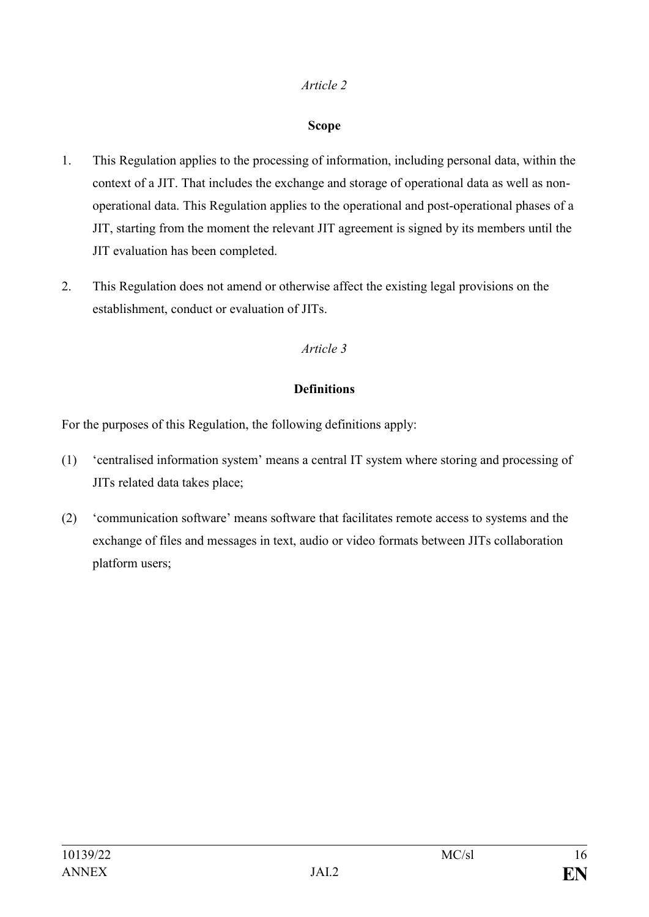*Article 2*

**Scope**

1. This Regulation applies to the processing of information, including personal data, within the context of a JIT. That includes the exchange and storage of operational data as well as non-operational data. This Regulation applies to the operational and post-operational phases of a JIT, starting from the moment the relevant JIT agreement is signed by its members until the JIT evaluation has been completed.

2. This Regulation does not amend or otherwise affect the existing legal provisions on the establishment, conduct or evaluation of JITs.

*Article 3*

**Definitions**

For the purposes of this Regulation, the following definitions apply:

(1) 'centralised information system' means a central IT system where storing and processing of JITs related data takes place;

(2) 'communication software' means software that facilitates remote access to systems and the exchange of files and messages in text, audio or video formats between JITs collaboration platform users;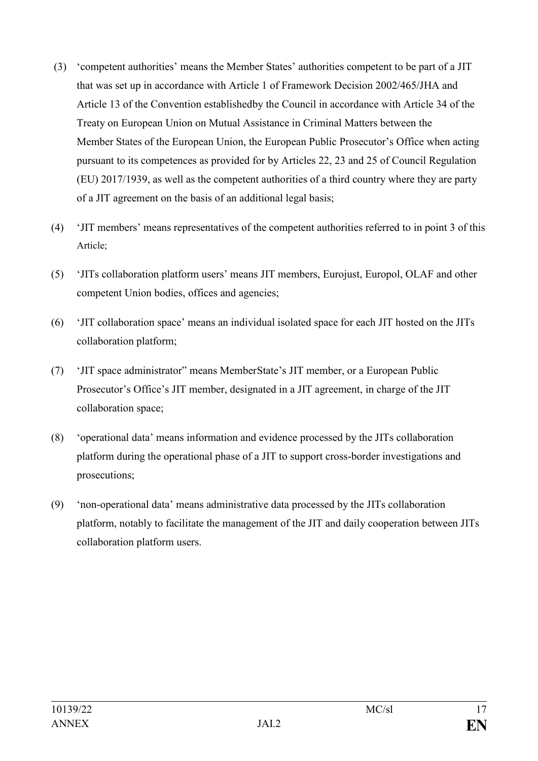(3) 'competent authorities' means the Member States' authorities competent to be part of a JIT that was set up in accordance with Article 1 of Framework Decision 2002/465/JHA and Article 13 of the Convention establishedby the Council in accordance with Article 34 of the Treaty on European Union on Mutual Assistance in Criminal Matters between the Member States of the European Union, the European Public Prosecutor's Office when acting pursuant to its competences as provided for by Articles 22, 23 and 25 of Council Regulation (EU) 2017/1939, as well as the competent authorities of a third country where they are party of a JIT agreement on the basis of an additional legal basis;

(4) 'JIT members' means representatives of the competent authorities referred to in point 3 of this Article;

(5) 'JITs collaboration platform users' means JIT members, Eurojust, Europol, OLAF and other competent Union bodies, offices and agencies;

(6) 'JIT collaboration space' means an individual isolated space for each JIT hosted on the JITs collaboration platform;

(7) 'JIT space administrator" means MemberState's JIT member, or a European Public Prosecutor's Office's JIT member, designated in a JIT agreement, in charge of the JIT collaboration space;

(8) 'operational data' means information and evidence processed by the JITs collaboration platform during the operational phase of a JIT to support cross-border investigations and prosecutions;

(9) 'non-operational data' means administrative data processed by the JITs collaboration platform, notably to facilitate the management of the JIT and daily cooperation between JITs collaboration platform users.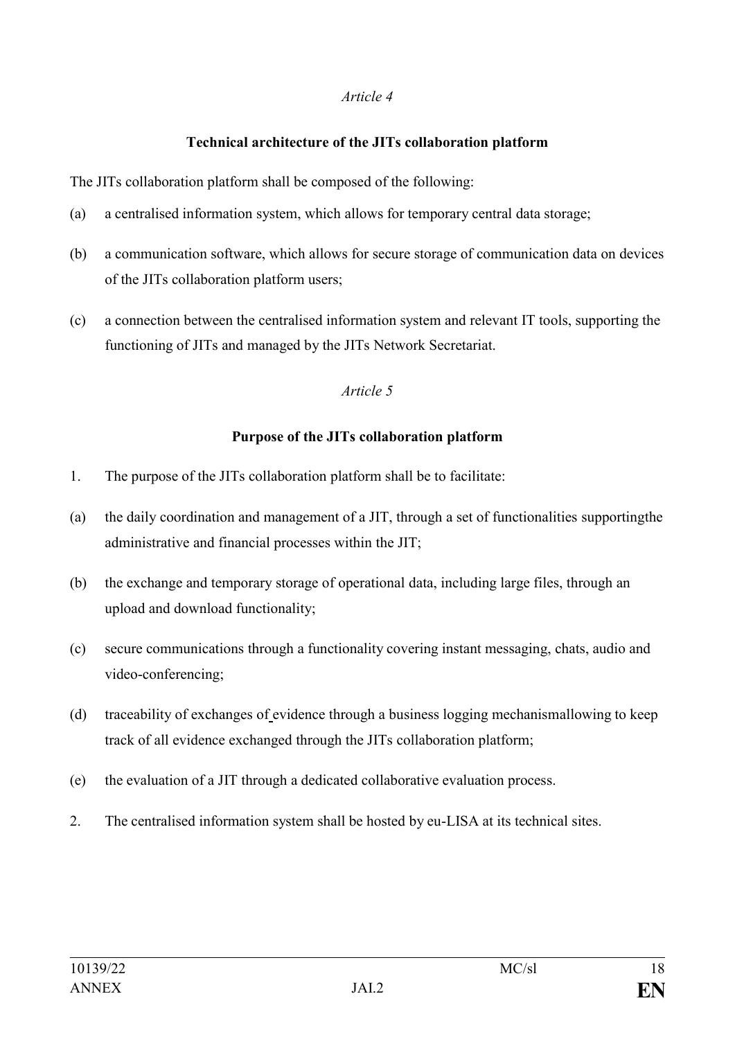*Article 4*

**Technical architecture of the JITs collaboration platform**

The JITs collaboration platform shall be composed of the following:

(a) a centralised information system, which allows for temporary central data storage;

(b) a communication software, which allows for secure storage of communication data on devices of the JITs collaboration platform users;

(c) a connection between the centralised information system and relevant IT tools, supporting the functioning of JITs and managed by the JITs Network Secretariat.

*Article 5*

**Purpose of the JITs collaboration platform**

1. The purpose of the JITs collaboration platform shall be to facilitate:

(a) the daily coordination and management of a JIT, through a set of functionalities supportingthe administrative and financial processes within the JIT;

(b) the exchange and temporary storage of operational data, including large files, through an upload and download functionality;

(c) secure communications through a functionality covering instant messaging, chats, audio and video-conferencing;

(d) traceability of exchanges of evidence through a business logging mechanismallowing to keep track of all evidence exchanged through the JITs collaboration platform;

(e) the evaluation of a JIT through a dedicated collaborative evaluation process.

2. The centralised information system shall be hosted by eu-LISA at its technical sites.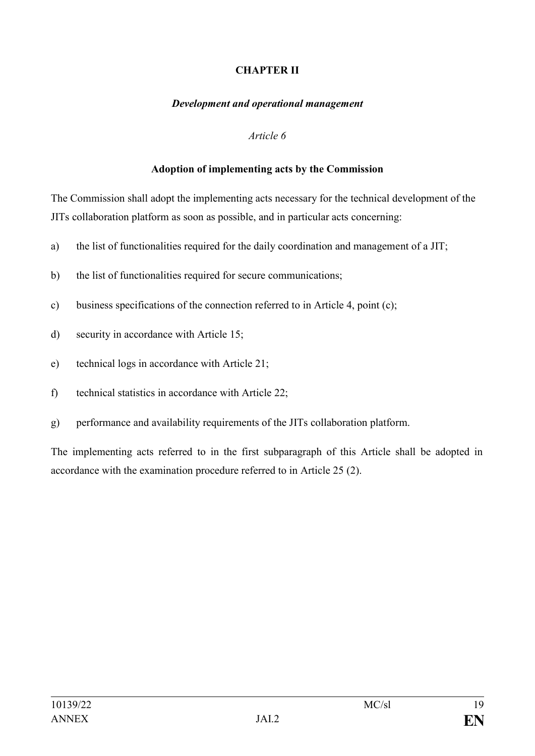## CHAPTER II

### *Development and operational management*

*Article 6*

**Adoption of implementing acts by the Commission**

The Commission shall adopt the implementing acts necessary for the technical development of the JITs collaboration platform as soon as possible, and in particular acts concerning:

a) the list of functionalities required for the daily coordination and management of a JIT;

b) the list of functionalities required for secure communications;

c) business specifications of the connection referred to in Article 4, point (c);

d) security in accordance with Article 15;

e) technical logs in accordance with Article 21;

f) technical statistics in accordance with Article 22;

g) performance and availability requirements of the JITs collaboration platform.

The implementing acts referred to in the first subparagraph of this Article shall be adopted in accordance with the examination procedure referred to in Article 25 (2).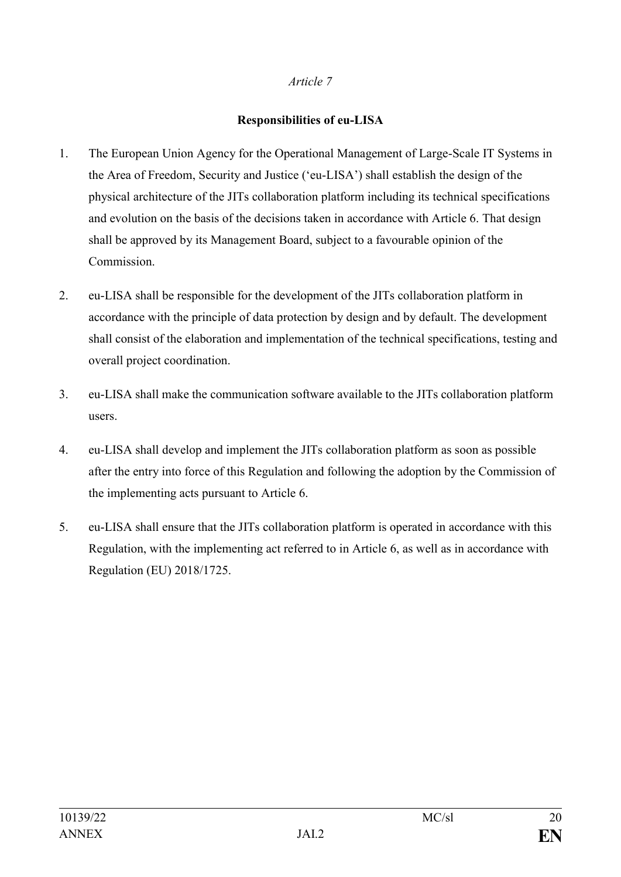*Article 7*

**Responsibilities of eu-LISA**

1. The European Union Agency for the Operational Management of Large-Scale IT Systems in the Area of Freedom, Security and Justice (‘eu-LISA’) shall establish the design of the physical architecture of the JITs collaboration platform including its technical specifications and evolution on the basis of the decisions taken in accordance with Article 6. That design shall be approved by its Management Board, subject to a favourable opinion of the Commission.

2. eu-LISA shall be responsible for the development of the JITs collaboration platform in accordance with the principle of data protection by design and by default. The development shall consist of the elaboration and implementation of the technical specifications, testing and overall project coordination.

3. eu-LISA shall make the communication software available to the JITs collaboration platform users.

4. eu-LISA shall develop and implement the JITs collaboration platform as soon as possible after the entry into force of this Regulation and following the adoption by the Commission of the implementing acts pursuant to Article 6.

5. eu-LISA shall ensure that the JITs collaboration platform is operated in accordance with this Regulation, with the implementing act referred to in Article 6, as well as in accordance with Regulation (EU) 2018/1725.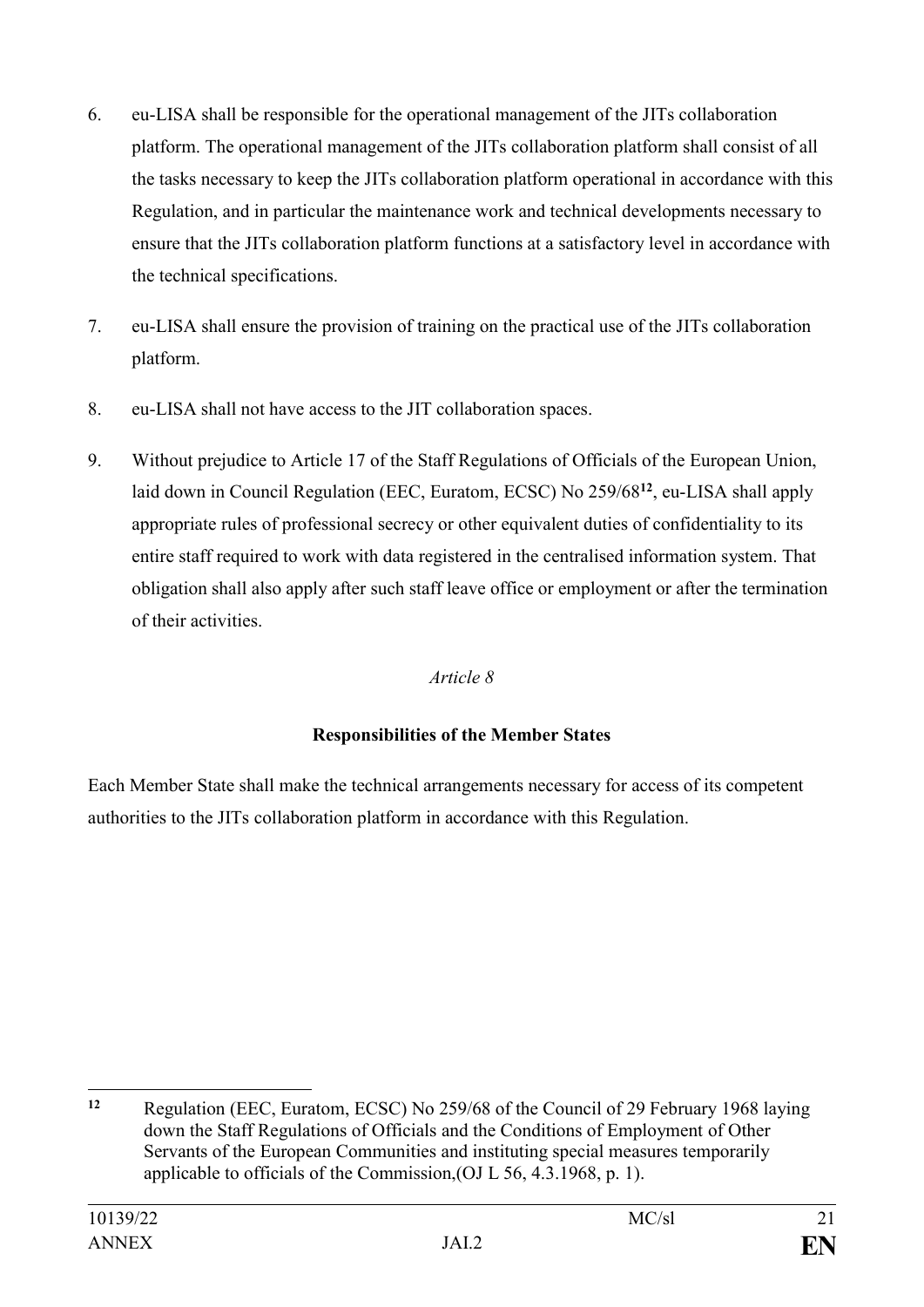6. eu-LISA shall be responsible for the operational management of the JITs collaboration platform. The operational management of the JITs collaboration platform shall consist of all the tasks necessary to keep the JITs collaboration platform operational in accordance with this Regulation, and in particular the maintenance work and technical developments necessary to ensure that the JITs collaboration platform functions at a satisfactory level in accordance with the technical specifications.

7. eu-LISA shall ensure the provision of training on the practical use of the JITs collaboration platform.

8. eu-LISA shall not have access to the JIT collaboration spaces.

9. Without prejudice to Article 17 of the Staff Regulations of Officials of the European Union, laid down in Council Regulation (EEC, Euratom, ECSC) No 259/68[12], eu-LISA shall apply appropriate rules of professional secrecy or other equivalent duties of confidentiality to its entire staff required to work with data registered in the centralised information system. That obligation shall also apply after such staff leave office or employment or after the termination of their activities.

*Article 8*

**Responsibilities of the Member States**

Each Member State shall make the technical arrangements necessary for access of its competent authorities to the JITs collaboration platform in accordance with this Regulation.

---

[12] Regulation (EEC, Euratom, ECSC) No 259/68 of the Council of 29 February 1968 laying down the Staff Regulations of Officials and the Conditions of Employment of Other Servants of the European Communities and instituting special measures temporarily applicable to officials of the Commission,(OJ L 56, 4.3.1968, p. 1).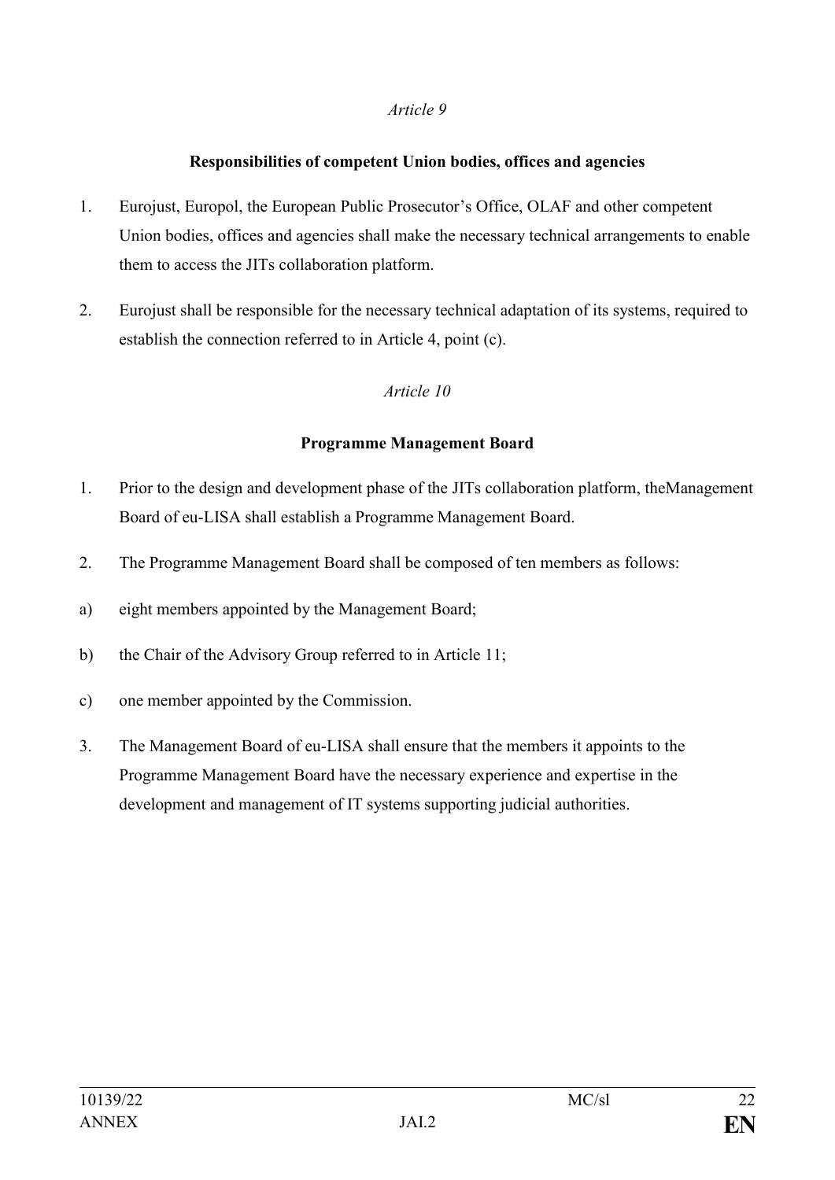*Article 9*

**Responsibilities of competent Union bodies, offices and agencies**

1. Eurojust, Europol, the European Public Prosecutor's Office, OLAF and other competent Union bodies, offices and agencies shall make the necessary technical arrangements to enable them to access the JITs collaboration platform.

2. Eurojust shall be responsible for the necessary technical adaptation of its systems, required to establish the connection referred to in Article 4, point (c).

*Article 10*

**Programme Management Board**

1. Prior to the design and development phase of the JITs collaboration platform, theManagement Board of eu-LISA shall establish a Programme Management Board.

2. The Programme Management Board shall be composed of ten members as follows:

a) eight members appointed by the Management Board;

b) the Chair of the Advisory Group referred to in Article 11;

c) one member appointed by the Commission.

3. The Management Board of eu-LISA shall ensure that the members it appoints to the Programme Management Board have the necessary experience and expertise in the development and management of IT systems supporting judicial authorities.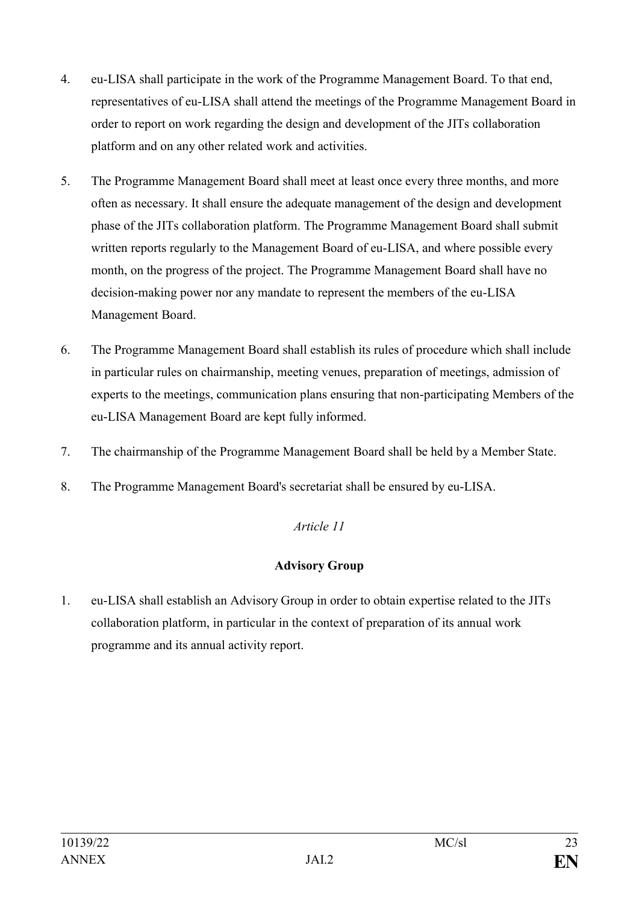4. eu-LISA shall participate in the work of the Programme Management Board. To that end, representatives of eu-LISA shall attend the meetings of the Programme Management Board in order to report on work regarding the design and development of the JITs collaboration platform and on any other related work and activities.

5. The Programme Management Board shall meet at least once every three months, and more often as necessary. It shall ensure the adequate management of the design and development phase of the JITs collaboration platform. The Programme Management Board shall submit written reports regularly to the Management Board of eu-LISA, and where possible every month, on the progress of the project. The Programme Management Board shall have no decision-making power nor any mandate to represent the members of the eu-LISA Management Board.

6. The Programme Management Board shall establish its rules of procedure which shall include in particular rules on chairmanship, meeting venues, preparation of meetings, admission of experts to the meetings, communication plans ensuring that non-participating Members of the eu-LISA Management Board are kept fully informed.

7. The chairmanship of the Programme Management Board shall be held by a Member State.

8. The Programme Management Board's secretariat shall be ensured by eu-LISA.

*Article 11*

**Advisory Group**

1. eu-LISA shall establish an Advisory Group in order to obtain expertise related to the JITs collaboration platform, in particular in the context of preparation of its annual work programme and its annual activity report.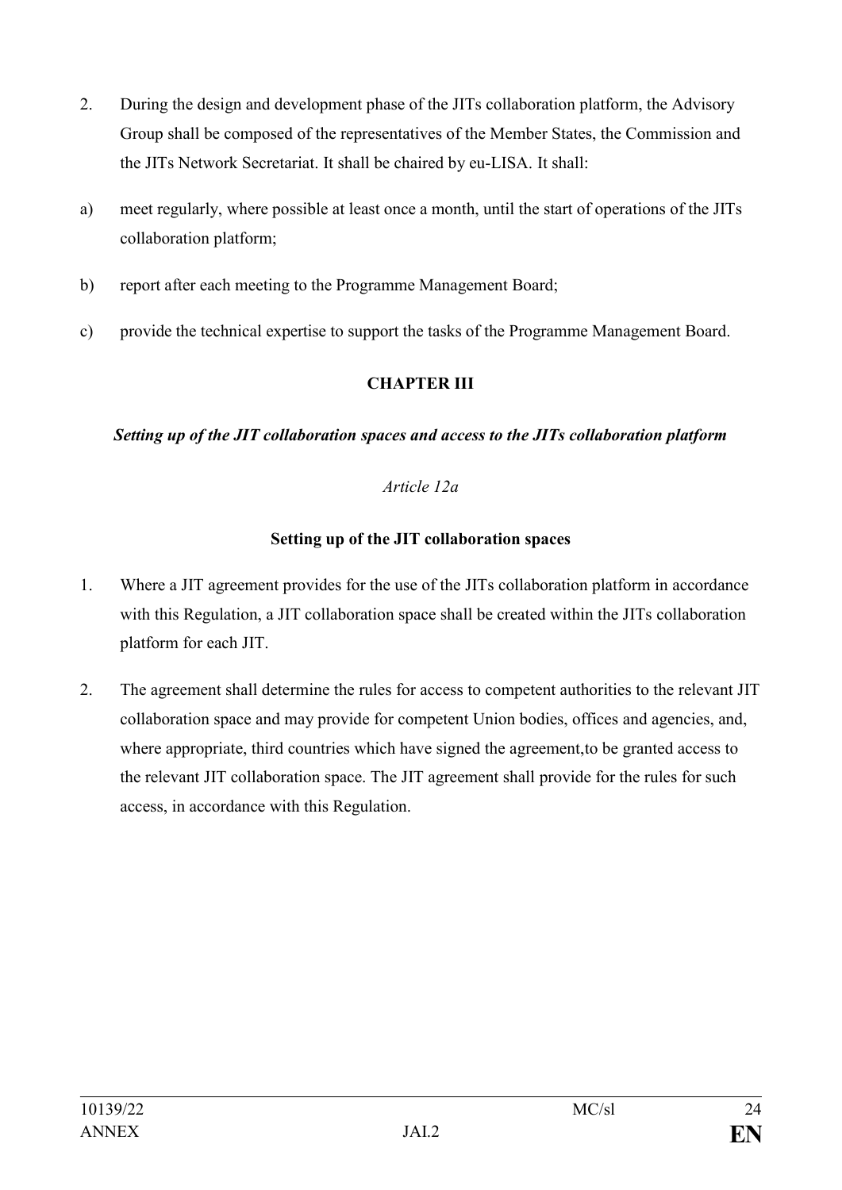2. During the design and development phase of the JITs collaboration platform, the Advisory Group shall be composed of the representatives of the Member States, the Commission and the JITs Network Secretariat. It shall be chaired by eu-LISA. It shall:

a) meet regularly, where possible at least once a month, until the start of operations of the JITs collaboration platform;

b) report after each meeting to the Programme Management Board;

c) provide the technical expertise to support the tasks of the Programme Management Board.

## CHAPTER III

***Setting up of the JIT collaboration spaces and access to the JITs collaboration platform***

*Article 12a*

### Setting up of the JIT collaboration spaces

1. Where a JIT agreement provides for the use of the JITs collaboration platform in accordance with this Regulation, a JIT collaboration space shall be created within the JITs collaboration platform for each JIT.

2. The agreement shall determine the rules for access to competent authorities to the relevant JIT collaboration space and may provide for competent Union bodies, offices and agencies, and, where appropriate, third countries which have signed the agreement,to be granted access to the relevant JIT collaboration space. The JIT agreement shall provide for the rules for such access, in accordance with this Regulation.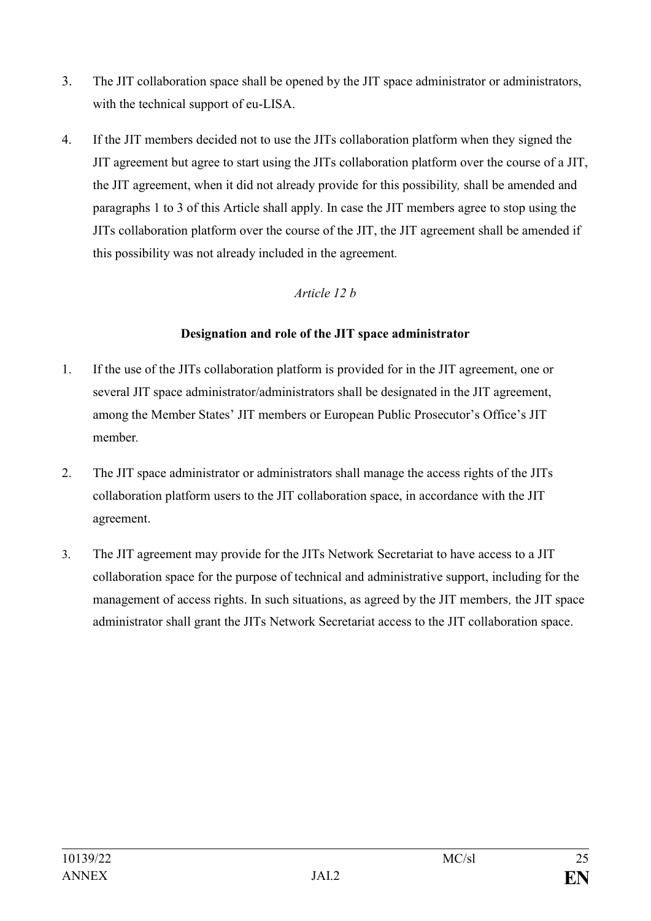3. The JIT collaboration space shall be opened by the JIT space administrator or administrators, with the technical support of eu-LISA.

4. If the JIT members decided not to use the JITs collaboration platform when they signed the JIT agreement but agree to start using the JITs collaboration platform over the course of a JIT, the JIT agreement, when it did not already provide for this possibility, shall be amended and paragraphs 1 to 3 of this Article shall apply. In case the JIT members agree to stop using the JITs collaboration platform over the course of the JIT, the JIT agreement shall be amended if this possibility was not already included in the agreement.

*Article 12 b*

**Designation and role of the JIT space administrator**

1. If the use of the JITs collaboration platform is provided for in the JIT agreement, one or several JIT space administrator/administrators shall be designated in the JIT agreement, among the Member States' JIT members or European Public Prosecutor's Office's JIT member.

2. The JIT space administrator or administrators shall manage the access rights of the JITs collaboration platform users to the JIT collaboration space, in accordance with the JIT agreement.

3. The JIT agreement may provide for the JITs Network Secretariat to have access to a JIT collaboration space for the purpose of technical and administrative support, including for the management of access rights. In such situations, as agreed by the JIT members, the JIT space administrator shall grant the JITs Network Secretariat access to the JIT collaboration space.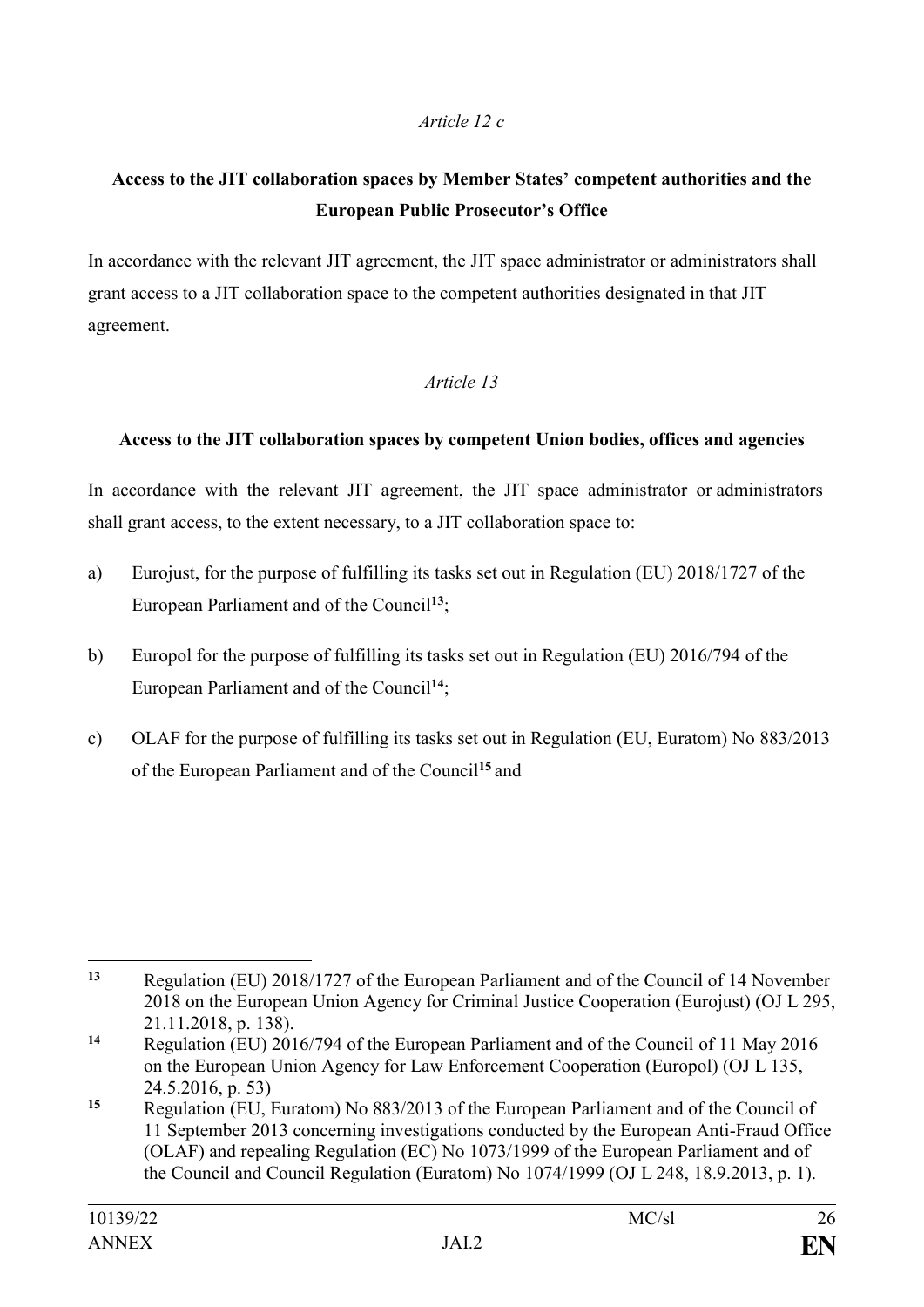*Article 12 c*

**Access to the JIT collaboration spaces by Member States' competent authorities and the European Public Prosecutor's Office**

In accordance with the relevant JIT agreement, the JIT space administrator or administrators shall grant access to a JIT collaboration space to the competent authorities designated in that JIT agreement.

*Article 13*

**Access to the JIT collaboration spaces by competent Union bodies, offices and agencies**

In accordance with the relevant JIT agreement, the JIT space administrator or administrators shall grant access, to the extent necessary, to a JIT collaboration space to:

a) Eurojust, for the purpose of fulfilling its tasks set out in Regulation (EU) 2018/1727 of the European Parliament and of the Council[13];

b) Europol for the purpose of fulfilling its tasks set out in Regulation (EU) 2016/794 of the European Parliament and of the Council[14];

c) OLAF for the purpose of fulfilling its tasks set out in Regulation (EU, Euratom) No 883/2013 of the European Parliament and of the Council[15] and

---

[13] Regulation (EU) 2018/1727 of the European Parliament and of the Council of 14 November 2018 on the European Union Agency for Criminal Justice Cooperation (Eurojust) (OJ L 295, 21.11.2018, p. 138).

[14] Regulation (EU) 2016/794 of the European Parliament and of the Council of 11 May 2016 on the European Union Agency for Law Enforcement Cooperation (Europol) (OJ L 135, 24.5.2016, p. 53)

[15] Regulation (EU, Euratom) No 883/2013 of the European Parliament and of the Council of 11 September 2013 concerning investigations conducted by the European Anti-Fraud Office (OLAF) and repealing Regulation (EC) No 1073/1999 of the European Parliament and of the Council and Council Regulation (Euratom) No 1074/1999 (OJ L 248, 18.9.2013, p. 1).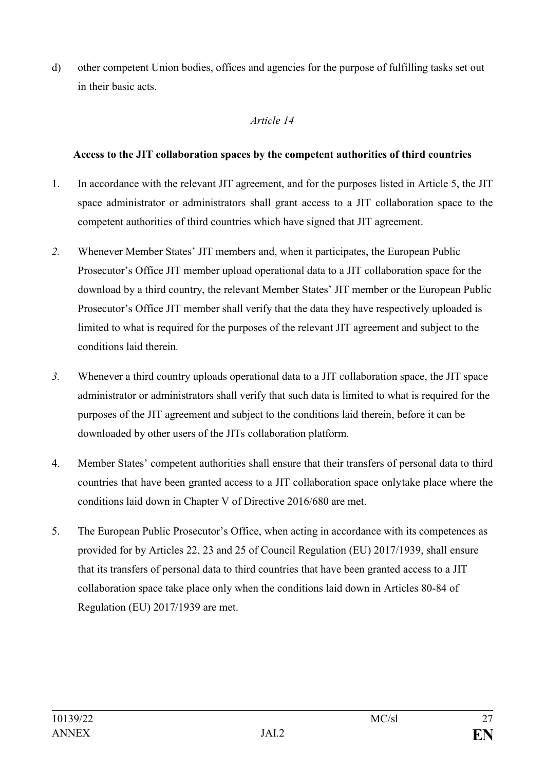d) other competent Union bodies, offices and agencies for the purpose of fulfilling tasks set out in their basic acts.

*Article 14*

**Access to the JIT collaboration spaces by the competent authorities of third countries**

1. In accordance with the relevant JIT agreement, and for the purposes listed in Article 5, the JIT space administrator or administrators shall grant access to a JIT collaboration space to the competent authorities of third countries which have signed that JIT agreement.

*2.* Whenever Member States' JIT members and, when it participates, the European Public Prosecutor's Office JIT member upload operational data to a JIT collaboration space for the download by a third country, the relevant Member States' JIT member or the European Public Prosecutor's Office JIT member shall verify that the data they have respectively uploaded is limited to what is required for the purposes of the relevant JIT agreement and subject to the conditions laid therein.

*3.* Whenever a third country uploads operational data to a JIT collaboration space, the JIT space administrator or administrators shall verify that such data is limited to what is required for the purposes of the JIT agreement and subject to the conditions laid therein, before it can be downloaded by other users of the JITs collaboration platform*.*

4. Member States' competent authorities shall ensure that their transfers of personal data to third countries that have been granted access to a JIT collaboration space onlytake place where the conditions laid down in Chapter V of Directive 2016/680 are met.

5. The European Public Prosecutor's Office, when acting in accordance with its competences as provided for by Articles 22, 23 and 25 of Council Regulation (EU) 2017/1939, shall ensure that its transfers of personal data to third countries that have been granted access to a JIT collaboration space take place only when the conditions laid down in Articles 80-84 of Regulation (EU) 2017/1939 are met.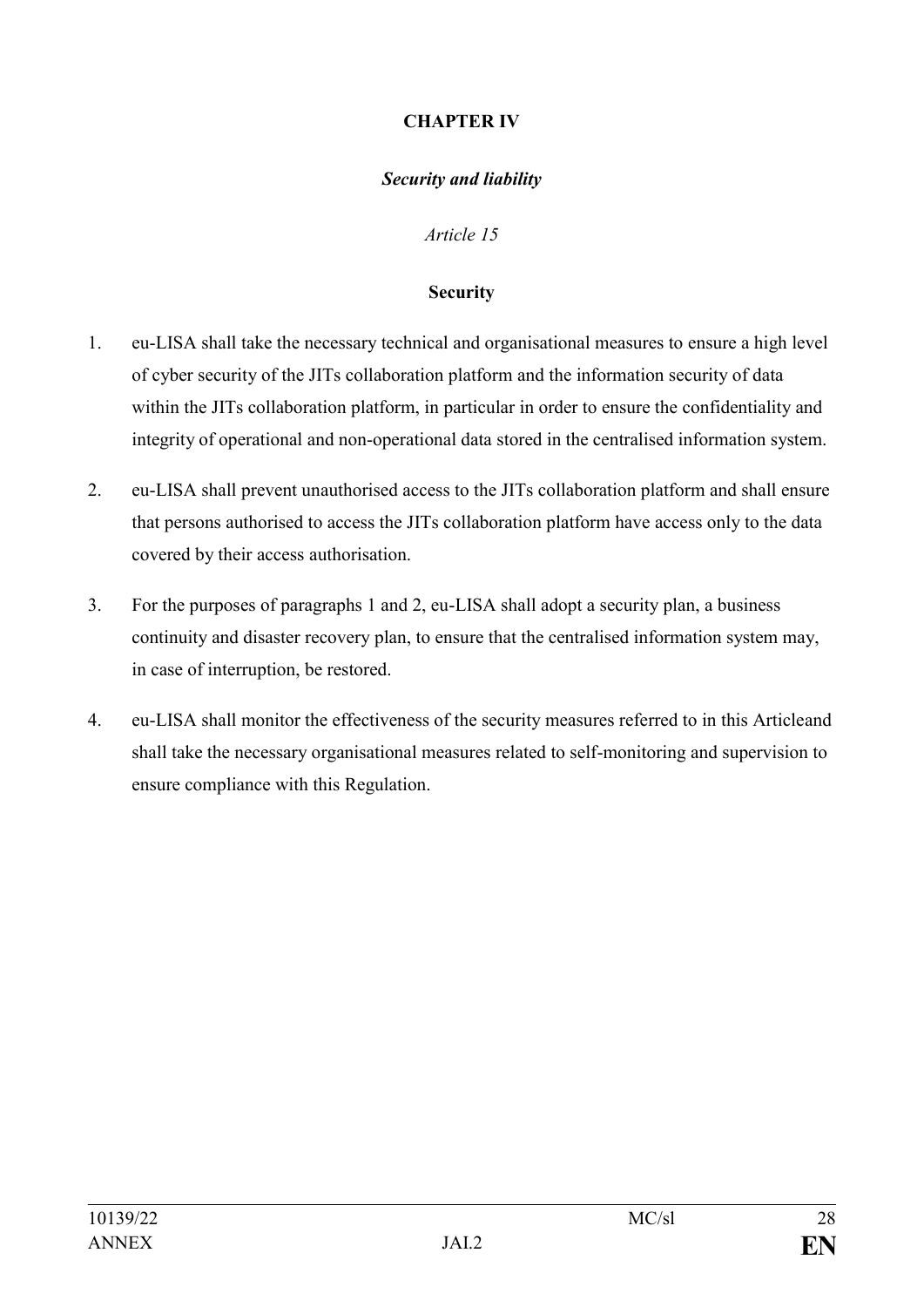## CHAPTER IV

### *Security and liability*

*Article 15*

**Security**

1. eu-LISA shall take the necessary technical and organisational measures to ensure a high level of cyber security of the JITs collaboration platform and the information security of data within the JITs collaboration platform, in particular in order to ensure the confidentiality and integrity of operational and non-operational data stored in the centralised information system.

2. eu-LISA shall prevent unauthorised access to the JITs collaboration platform and shall ensure that persons authorised to access the JITs collaboration platform have access only to the data covered by their access authorisation.

3. For the purposes of paragraphs 1 and 2, eu-LISA shall adopt a security plan, a business continuity and disaster recovery plan, to ensure that the centralised information system may, in case of interruption, be restored.

4. eu-LISA shall monitor the effectiveness of the security measures referred to in this Articleand shall take the necessary organisational measures related to self-monitoring and supervision to ensure compliance with this Regulation.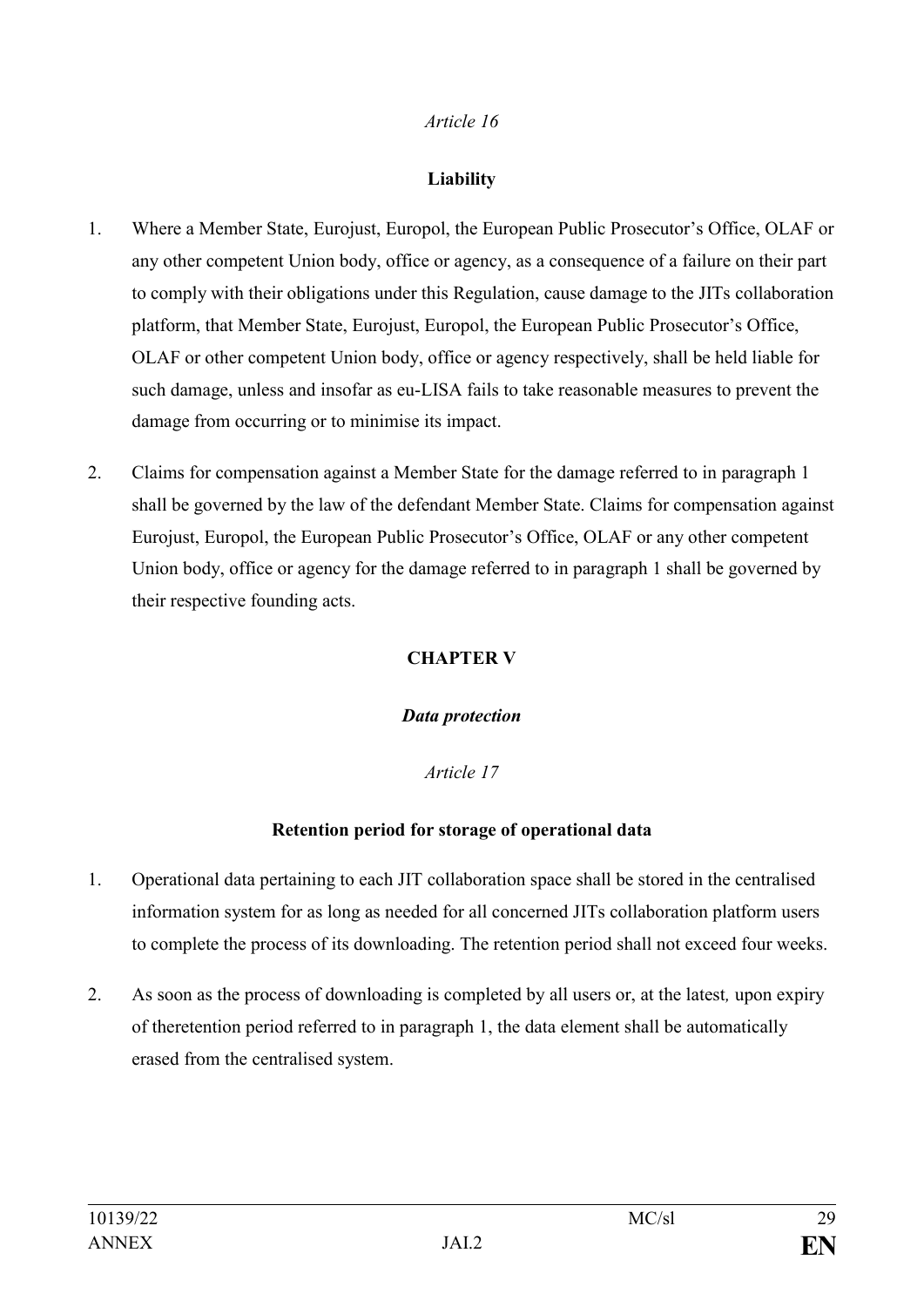*Article 16*

**Liability**

1. Where a Member State, Eurojust, Europol, the European Public Prosecutor's Office, OLAF or any other competent Union body, office or agency, as a consequence of a failure on their part to comply with their obligations under this Regulation, cause damage to the JITs collaboration platform, that Member State, Eurojust, Europol, the European Public Prosecutor's Office, OLAF or other competent Union body, office or agency respectively, shall be held liable for such damage, unless and insofar as eu-LISA fails to take reasonable measures to prevent the damage from occurring or to minimise its impact.

2. Claims for compensation against a Member State for the damage referred to in paragraph 1 shall be governed by the law of the defendant Member State. Claims for compensation against Eurojust, Europol, the European Public Prosecutor's Office, OLAF or any other competent Union body, office or agency for the damage referred to in paragraph 1 shall be governed by their respective founding acts.

**CHAPTER V**

***Data protection***

*Article 17*

**Retention period for storage of operational data**

1. Operational data pertaining to each JIT collaboration space shall be stored in the centralised information system for as long as needed for all concerned JITs collaboration platform users to complete the process of its downloading. The retention period shall not exceed four weeks.

2. As soon as the process of downloading is completed by all users or, at the latest*,* upon expiry of theretention period referred to in paragraph 1, the data element shall be automatically erased from the centralised system.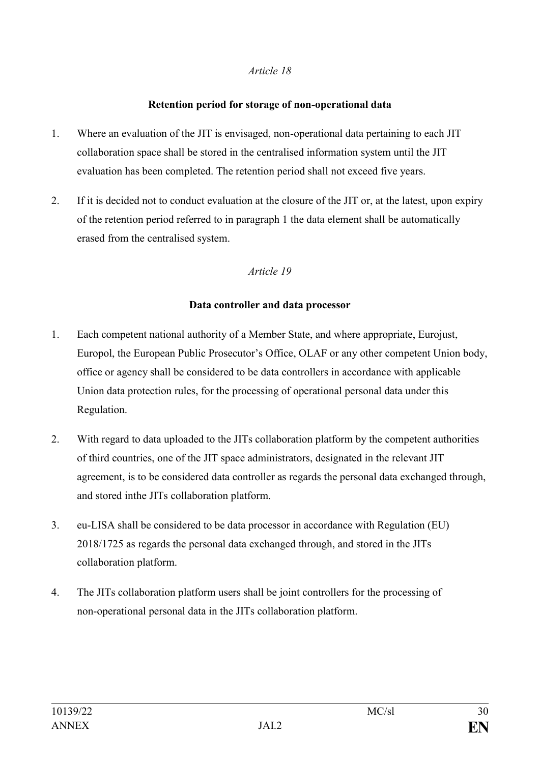*Article 18*

**Retention period for storage of non-operational data**

1. Where an evaluation of the JIT is envisaged, non-operational data pertaining to each JIT collaboration space shall be stored in the centralised information system until the JIT evaluation has been completed. The retention period shall not exceed five years.

2. If it is decided not to conduct evaluation at the closure of the JIT or, at the latest, upon expiry of the retention period referred to in paragraph 1 the data element shall be automatically erased from the centralised system.

*Article 19*

**Data controller and data processor**

1. Each competent national authority of a Member State, and where appropriate, Eurojust, Europol, the European Public Prosecutor's Office, OLAF or any other competent Union body, office or agency shall be considered to be data controllers in accordance with applicable Union data protection rules, for the processing of operational personal data under this Regulation.

2. With regard to data uploaded to the JITs collaboration platform by the competent authorities of third countries, one of the JIT space administrators, designated in the relevant JIT agreement, is to be considered data controller as regards the personal data exchanged through, and stored inthe JITs collaboration platform.

3. eu-LISA shall be considered to be data processor in accordance with Regulation (EU) 2018/1725 as regards the personal data exchanged through, and stored in the JITs collaboration platform.

4. The JITs collaboration platform users shall be joint controllers for the processing of non-operational personal data in the JITs collaboration platform.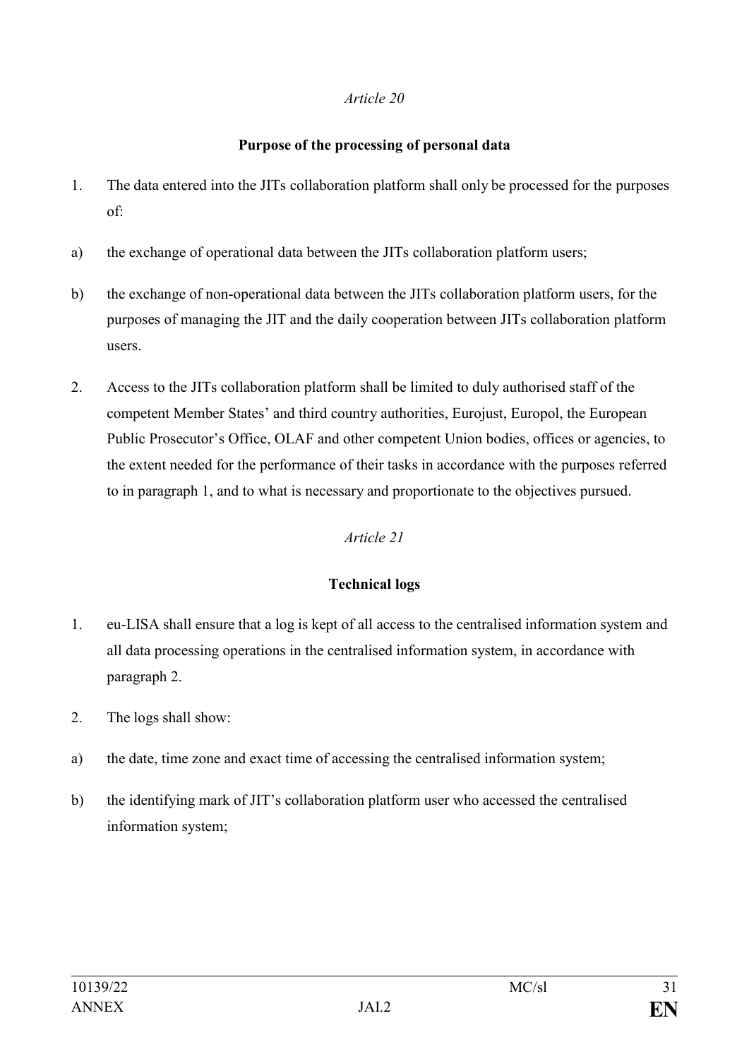*Article 20*

**Purpose of the processing of personal data**

1. The data entered into the JITs collaboration platform shall only be processed for the purposes of:

a) the exchange of operational data between the JITs collaboration platform users;

b) the exchange of non-operational data between the JITs collaboration platform users, for the purposes of managing the JIT and the daily cooperation between JITs collaboration platform users.

2. Access to the JITs collaboration platform shall be limited to duly authorised staff of the competent Member States' and third country authorities, Eurojust, Europol, the European Public Prosecutor's Office, OLAF and other competent Union bodies, offices or agencies, to the extent needed for the performance of their tasks in accordance with the purposes referred to in paragraph 1, and to what is necessary and proportionate to the objectives pursued.

*Article 21*

**Technical logs**

1. eu-LISA shall ensure that a log is kept of all access to the centralised information system and all data processing operations in the centralised information system, in accordance with paragraph 2.

2. The logs shall show:

a) the date, time zone and exact time of accessing the centralised information system;

b) the identifying mark of JIT's collaboration platform user who accessed the centralised information system;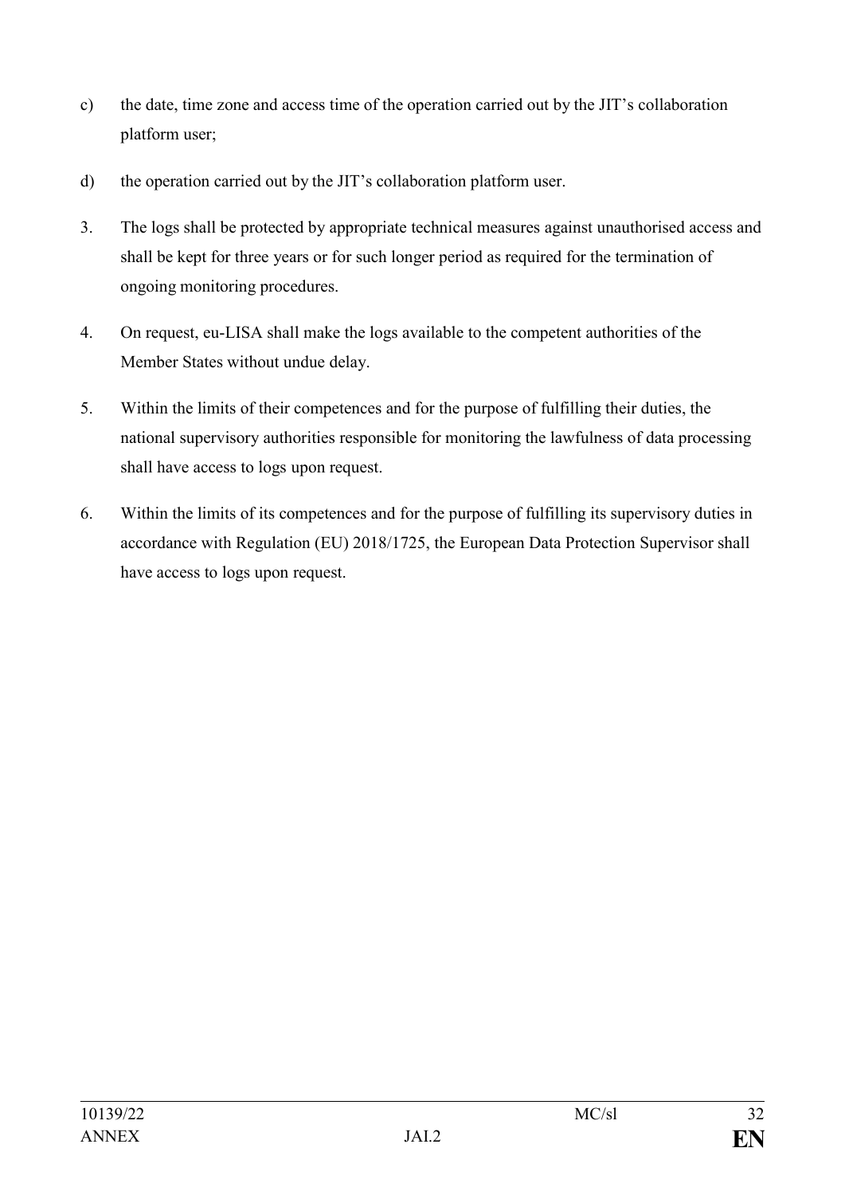c) the date, time zone and access time of the operation carried out by the JIT's collaboration platform user;

d) the operation carried out by the JIT's collaboration platform user.

3. The logs shall be protected by appropriate technical measures against unauthorised access and shall be kept for three years or for such longer period as required for the termination of ongoing monitoring procedures.

4. On request, eu-LISA shall make the logs available to the competent authorities of the Member States without undue delay.

5. Within the limits of their competences and for the purpose of fulfilling their duties, the national supervisory authorities responsible for monitoring the lawfulness of data processing shall have access to logs upon request.

6. Within the limits of its competences and for the purpose of fulfilling its supervisory duties in accordance with Regulation (EU) 2018/1725, the European Data Protection Supervisor shall have access to logs upon request.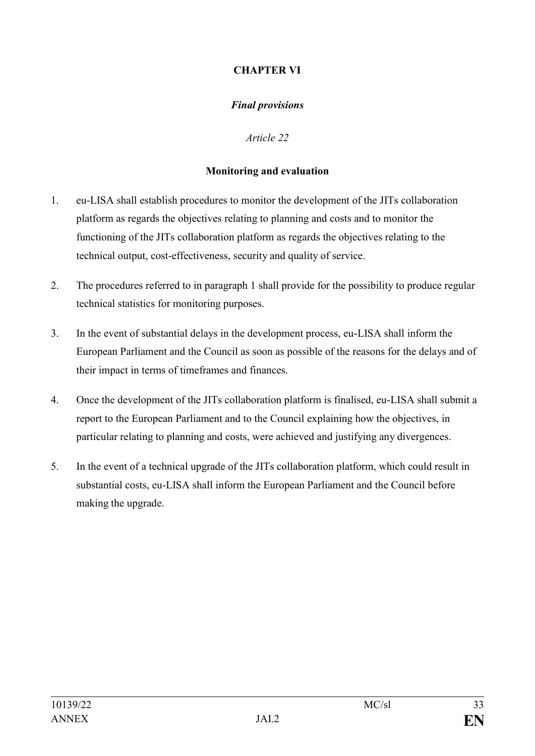## CHAPTER VI

### *Final provisions*

*Article 22*

**Monitoring and evaluation**

1. eu-LISA shall establish procedures to monitor the development of the JITs collaboration platform as regards the objectives relating to planning and costs and to monitor the functioning of the JITs collaboration platform as regards the objectives relating to the technical output, cost-effectiveness, security and quality of service.

2. The procedures referred to in paragraph 1 shall provide for the possibility to produce regular technical statistics for monitoring purposes.

3. In the event of substantial delays in the development process, eu-LISA shall inform the European Parliament and the Council as soon as possible of the reasons for the delays and of their impact in terms of timeframes and finances.

4. Once the development of the JITs collaboration platform is finalised, eu-LISA shall submit a report to the European Parliament and to the Council explaining how the objectives, in particular relating to planning and costs, were achieved and justifying any divergences.

5. In the event of a technical upgrade of the JITs collaboration platform, which could result in substantial costs, eu-LISA shall inform the European Parliament and the Council before making the upgrade.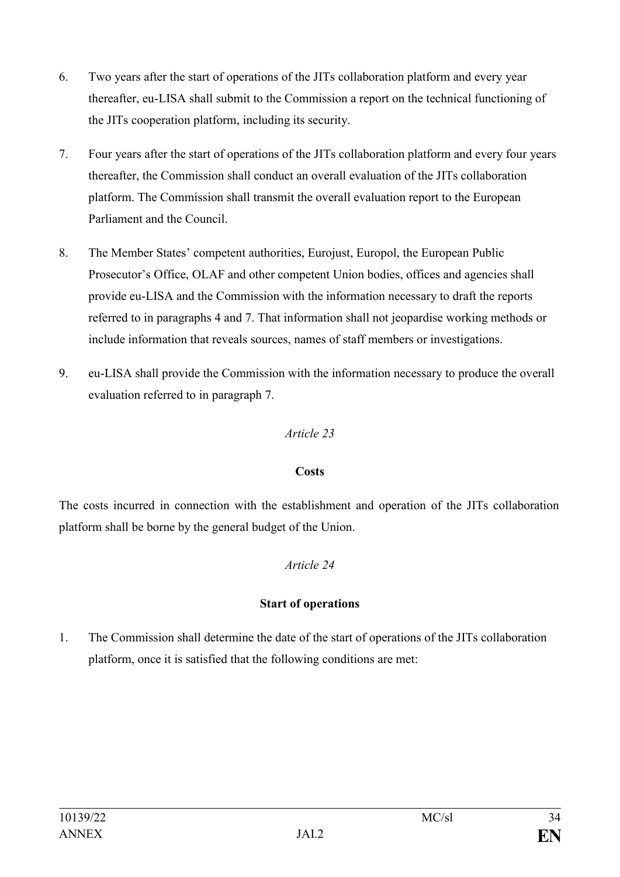6. Two years after the start of operations of the JITs collaboration platform and every year thereafter, eu-LISA shall submit to the Commission a report on the technical functioning of the JITs cooperation platform, including its security.

7. Four years after the start of operations of the JITs collaboration platform and every four years thereafter, the Commission shall conduct an overall evaluation of the JITs collaboration platform. The Commission shall transmit the overall evaluation report to the European Parliament and the Council.

8. The Member States' competent authorities, Eurojust, Europol, the European Public Prosecutor's Office, OLAF and other competent Union bodies, offices and agencies shall provide eu-LISA and the Commission with the information necessary to draft the reports referred to in paragraphs 4 and 7. That information shall not jeopardise working methods or include information that reveals sources, names of staff members or investigations.

9. eu-LISA shall provide the Commission with the information necessary to produce the overall evaluation referred to in paragraph 7.

*Article 23*

**Costs**

The costs incurred in connection with the establishment and operation of the JITs collaboration platform shall be borne by the general budget of the Union.

*Article 24*

**Start of operations**

1. The Commission shall determine the date of the start of operations of the JITs collaboration platform, once it is satisfied that the following conditions are met: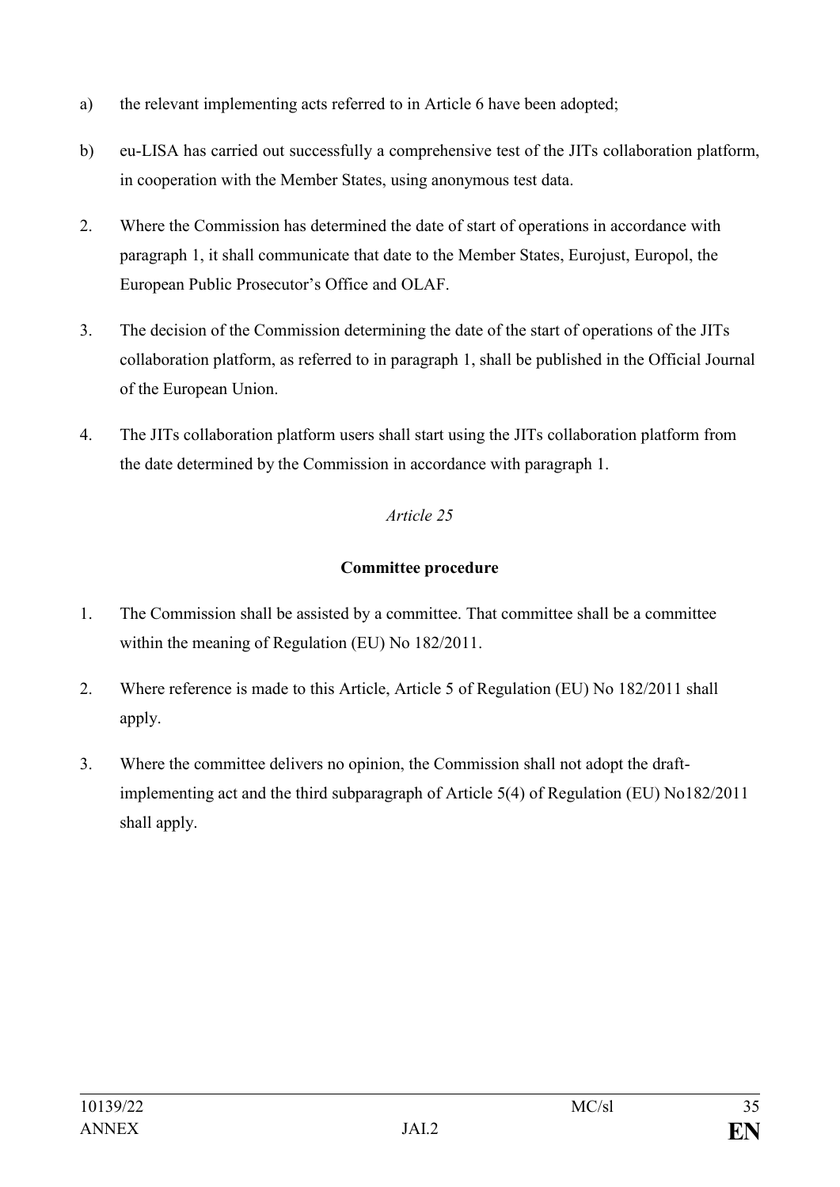a) the relevant implementing acts referred to in Article 6 have been adopted;

b) eu-LISA has carried out successfully a comprehensive test of the JITs collaboration platform, in cooperation with the Member States, using anonymous test data.

2. Where the Commission has determined the date of start of operations in accordance with paragraph 1, it shall communicate that date to the Member States, Eurojust, Europol, the European Public Prosecutor's Office and OLAF.

3. The decision of the Commission determining the date of the start of operations of the JITs collaboration platform, as referred to in paragraph 1, shall be published in the Official Journal of the European Union.

4. The JITs collaboration platform users shall start using the JITs collaboration platform from the date determined by the Commission in accordance with paragraph 1.

*Article 25*

**Committee procedure**

1. The Commission shall be assisted by a committee. That committee shall be a committee within the meaning of Regulation (EU) No 182/2011.

2. Where reference is made to this Article, Article 5 of Regulation (EU) No 182/2011 shall apply.

3. Where the committee delivers no opinion, the Commission shall not adopt the draft-implementing act and the third subparagraph of Article 5(4) of Regulation (EU) No182/2011 shall apply.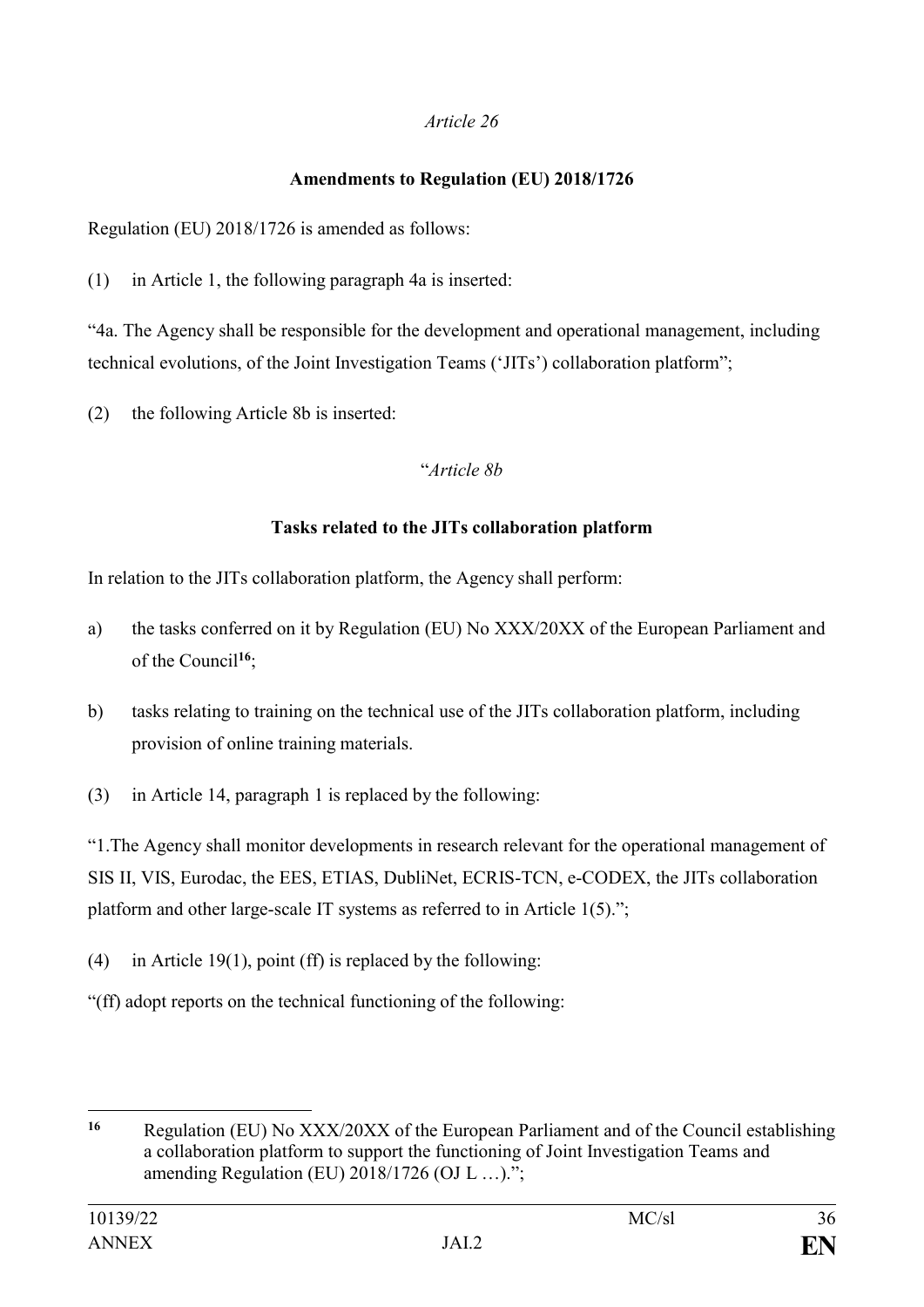*Article 26*

**Amendments to Regulation (EU) 2018/1726**

Regulation (EU) 2018/1726 is amended as follows:

(1) in Article 1, the following paragraph 4a is inserted:

"4a. The Agency shall be responsible for the development and operational management, including technical evolutions, of the Joint Investigation Teams ('JITs') collaboration platform";

(2) the following Article 8b is inserted:

"*Article 8b*

**Tasks related to the JITs collaboration platform**

In relation to the JITs collaboration platform, the Agency shall perform:

a) the tasks conferred on it by Regulation (EU) No XXX/20XX of the European Parliament and of the Council[16];

b) tasks relating to training on the technical use of the JITs collaboration platform, including provision of online training materials.

(3) in Article 14, paragraph 1 is replaced by the following:

"1.The Agency shall monitor developments in research relevant for the operational management of SIS II, VIS, Eurodac, the EES, ETIAS, DubliNet, ECRIS-TCN, e-CODEX, the JITs collaboration platform and other large-scale IT systems as referred to in Article 1(5).";

(4) in Article 19(1), point (ff) is replaced by the following:

"(ff) adopt reports on the technical functioning of the following:

---

[16] Regulation (EU) No XXX/20XX of the European Parliament and of the Council establishing a collaboration platform to support the functioning of Joint Investigation Teams and amending Regulation (EU) 2018/1726 (OJ L …).";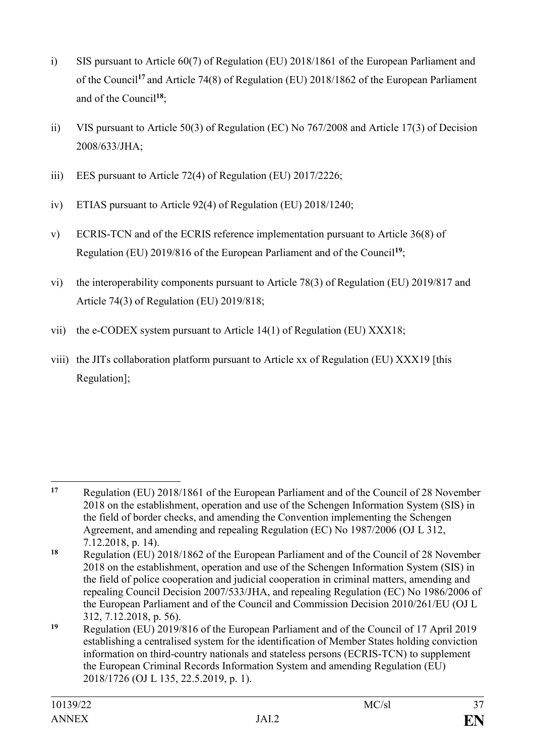i) SIS pursuant to Article 60(7) of Regulation (EU) 2018/1861 of the European Parliament and of the Council[17] and Article 74(8) of Regulation (EU) 2018/1862 of the European Parliament and of the Council[18];

ii) VIS pursuant to Article 50(3) of Regulation (EC) No 767/2008 and Article 17(3) of Decision 2008/633/JHA;

iii) EES pursuant to Article 72(4) of Regulation (EU) 2017/2226;

iv) ETIAS pursuant to Article 92(4) of Regulation (EU) 2018/1240;

v) ECRIS-TCN and of the ECRIS reference implementation pursuant to Article 36(8) of Regulation (EU) 2019/816 of the European Parliament and of the Council[19];

vi) the interoperability components pursuant to Article 78(3) of Regulation (EU) 2019/817 and Article 74(3) of Regulation (EU) 2019/818;

vii) the e-CODEX system pursuant to Article 14(1) of Regulation (EU) XXX18;

viii) the JITs collaboration platform pursuant to Article xx of Regulation (EU) XXX19 [this Regulation];

---

[17] Regulation (EU) 2018/1861 of the European Parliament and of the Council of 28 November 2018 on the establishment, operation and use of the Schengen Information System (SIS) in the field of border checks, and amending the Convention implementing the Schengen Agreement, and amending and repealing Regulation (EC) No 1987/2006 (OJ L 312, 7.12.2018, p. 14).

[18] Regulation (EU) 2018/1862 of the European Parliament and of the Council of 28 November 2018 on the establishment, operation and use of the Schengen Information System (SIS) in the field of police cooperation and judicial cooperation in criminal matters, amending and repealing Council Decision 2007/533/JHA, and repealing Regulation (EC) No 1986/2006 of the European Parliament and of the Council and Commission Decision 2010/261/EU (OJ L 312, 7.12.2018, p. 56).

[19] Regulation (EU) 2019/816 of the European Parliament and of the Council of 17 April 2019 establishing a centralised system for the identification of Member States holding conviction information on third-country nationals and stateless persons (ECRIS-TCN) to supplement the European Criminal Records Information System and amending Regulation (EU) 2018/1726 (OJ L 135, 22.5.2019, p. 1).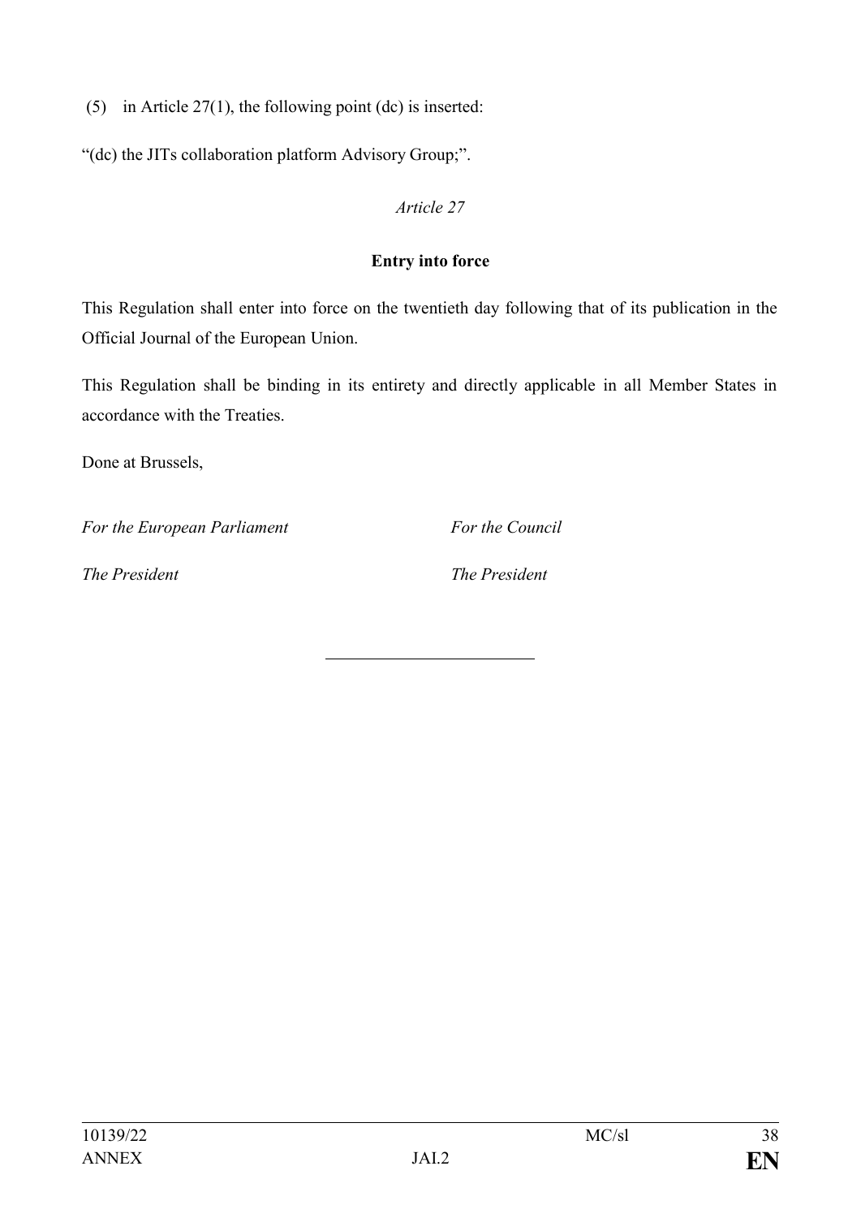(5) in Article 27(1), the following point (dc) is inserted:

"(dc) the JITs collaboration platform Advisory Group;".

*Article 27*

**Entry into force**

This Regulation shall enter into force on the twentieth day following that of its publication in the Official Journal of the European Union.

This Regulation shall be binding in its entirety and directly applicable in all Member States in accordance with the Treaties.

Done at Brussels,

*For the European Parliament* *For the Council*

*The President* *The President*